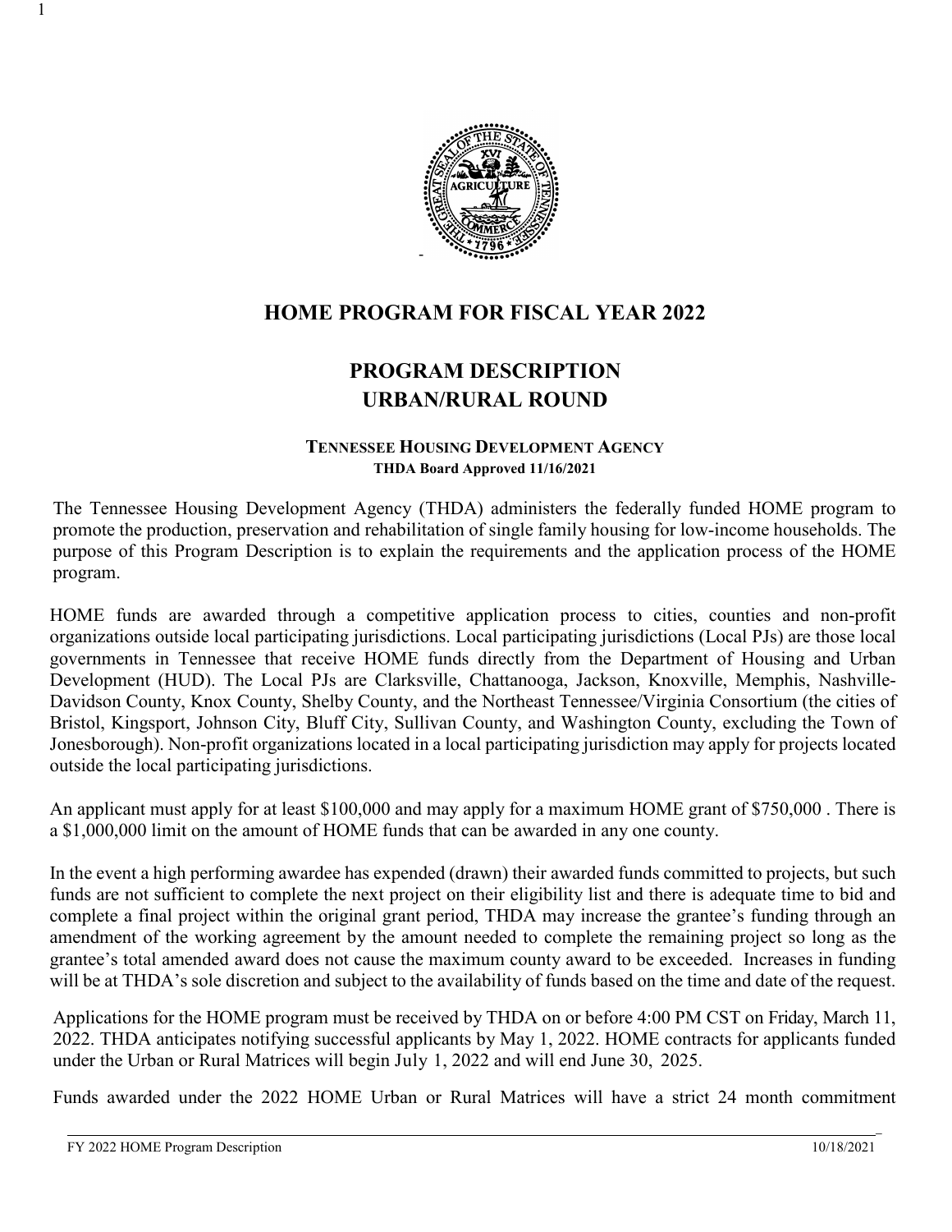# HOME PROGRAM FOR FISCAL YEAR 2022

## PROGRAM DESCRIPTION
## URBAN/RURAL ROUND

**TENNESSEE HOUSING DEVELOPMENT AGENCY**
**THDA Board Approved 11/16/2021**

The Tennessee Housing Development Agency (THDA) administers the federally funded HOME program to promote the production, preservation and rehabilitation of single family housing for low-income households. The purpose of this Program Description is to explain the requirements and the application process of the HOME program.

HOME funds are awarded through a competitive application process to cities, counties and non-profit organizations outside local participating jurisdictions. Local participating jurisdictions (Local PJs) are those local governments in Tennessee that receive HOME funds directly from the Department of Housing and Urban Development (HUD). The Local PJs are Clarksville, Chattanooga, Jackson, Knoxville, Memphis, Nashville-Davidson County, Knox County, Shelby County, and the Northeast Tennessee/Virginia Consortium (the cities of Bristol, Kingsport, Johnson City, Bluff City, Sullivan County, and Washington County, excluding the Town of Jonesborough). Non-profit organizations located in a local participating jurisdiction may apply for projects located outside the local participating jurisdictions.

An applicant must apply for at least $100,000 and may apply for a maximum HOME grant of $750,000 . There is a $1,000,000 limit on the amount of HOME funds that can be awarded in any one county.

In the event a high performing awardee has expended (drawn) their awarded funds committed to projects, but such funds are not sufficient to complete the next project on their eligibility list and there is adequate time to bid and complete a final project within the original grant period, THDA may increase the grantee's funding through an amendment of the working agreement by the amount needed to complete the remaining project so long as the grantee's total amended award does not cause the maximum county award to be exceeded. Increases in funding will be at THDA's sole discretion and subject to the availability of funds based on the time and date of the request.

Applications for the HOME program must be received by THDA on or before 4:00 PM CST on Friday, March 11, 2022. THDA anticipates notifying successful applicants by May 1, 2022. HOME contracts for applicants funded under the Urban or Rural Matrices will begin July 1, 2022 and will end June 30, 2025.

Funds awarded under the 2022 HOME Urban or Rural Matrices will have a strict 24 month commitment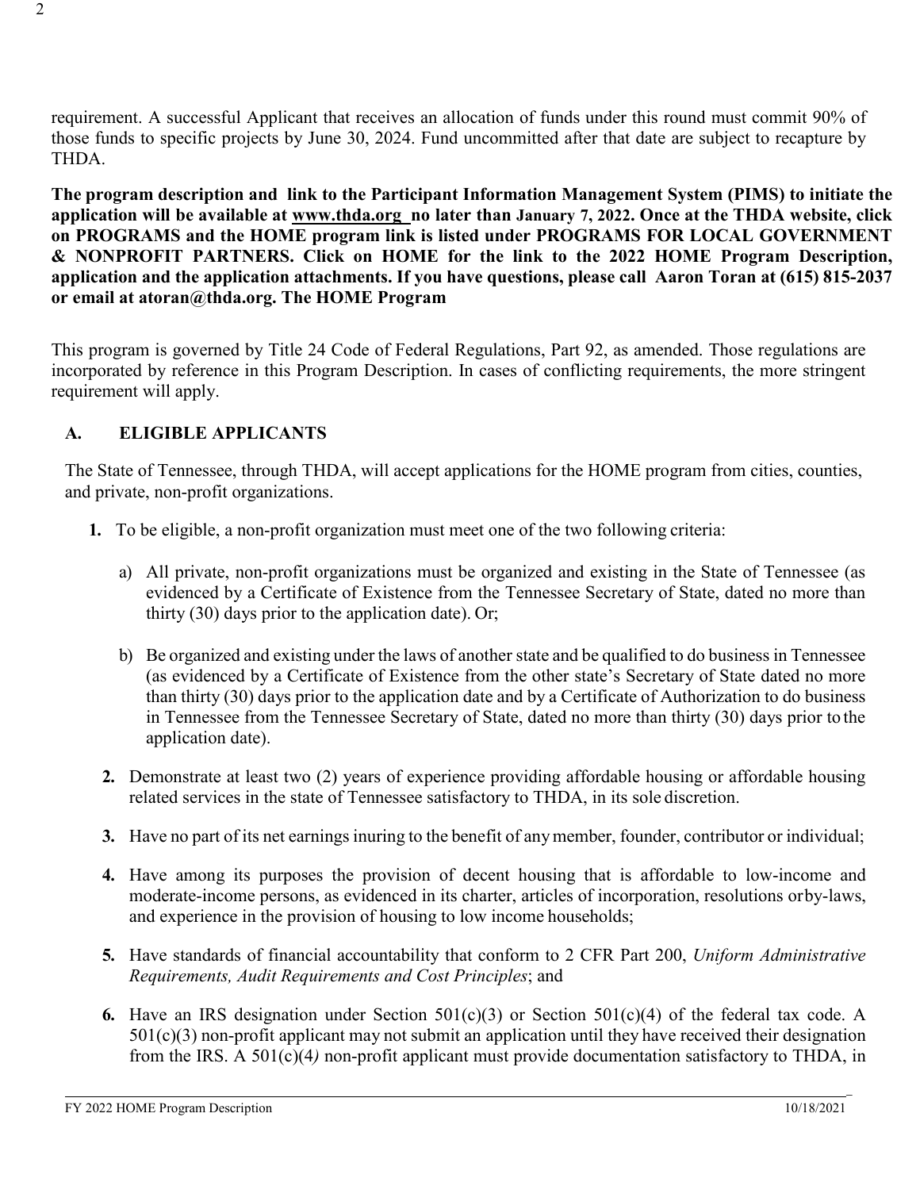requirement. A successful Applicant that receives an allocation of funds under this round must commit 90% of those funds to specific projects by June 30, 2024. Fund uncommitted after that date are subject to recapture by THDA.

**The program description and link to the Participant Information Management System (PIMS) to initiate the application will be available at www.thda.org no later than January 7, 2022. Once at the THDA website, click on PROGRAMS and the HOME program link is listed under PROGRAMS FOR LOCAL GOVERNMENT & NONPROFIT PARTNERS. Click on HOME for the link to the 2022 HOME Program Description, application and the application attachments. If you have questions, please call Aaron Toran at (615) 815-2037 or email at atoran@thda.org. The HOME Program**

This program is governed by Title 24 Code of Federal Regulations, Part 92, as amended. Those regulations are incorporated by reference in this Program Description. In cases of conflicting requirements, the more stringent requirement will apply.

## A. ELIGIBLE APPLICANTS

The State of Tennessee, through THDA, will accept applications for the HOME program from cities, counties, and private, non-profit organizations.

1. To be eligible, a non-profit organization must meet one of the two following criteria:

   a) All private, non-profit organizations must be organized and existing in the State of Tennessee (as evidenced by a Certificate of Existence from the Tennessee Secretary of State, dated no more than thirty (30) days prior to the application date). Or;

   b) Be organized and existing under the laws of another state and be qualified to do business in Tennessee (as evidenced by a Certificate of Existence from the other state's Secretary of State dated no more than thirty (30) days prior to the application date and by a Certificate of Authorization to do business in Tennessee from the Tennessee Secretary of State, dated no more than thirty (30) days prior to the application date).

2. Demonstrate at least two (2) years of experience providing affordable housing or affordable housing related services in the state of Tennessee satisfactory to THDA, in its sole discretion.

3. Have no part of its net earnings inuring to the benefit of any member, founder, contributor or individual;

4. Have among its purposes the provision of decent housing that is affordable to low-income and moderate-income persons, as evidenced in its charter, articles of incorporation, resolutions orby-laws, and experience in the provision of housing to low income households;

5. Have standards of financial accountability that conform to 2 CFR Part 200, *Uniform Administrative Requirements, Audit Requirements and Cost Principles*; and

6. Have an IRS designation under Section 501(c)(3) or Section 501(c)(4) of the federal tax code. A 501(c)(3) non-profit applicant may not submit an application until they have received their designation from the IRS. A 501(c)(4) non-profit applicant must provide documentation satisfactory to THDA, in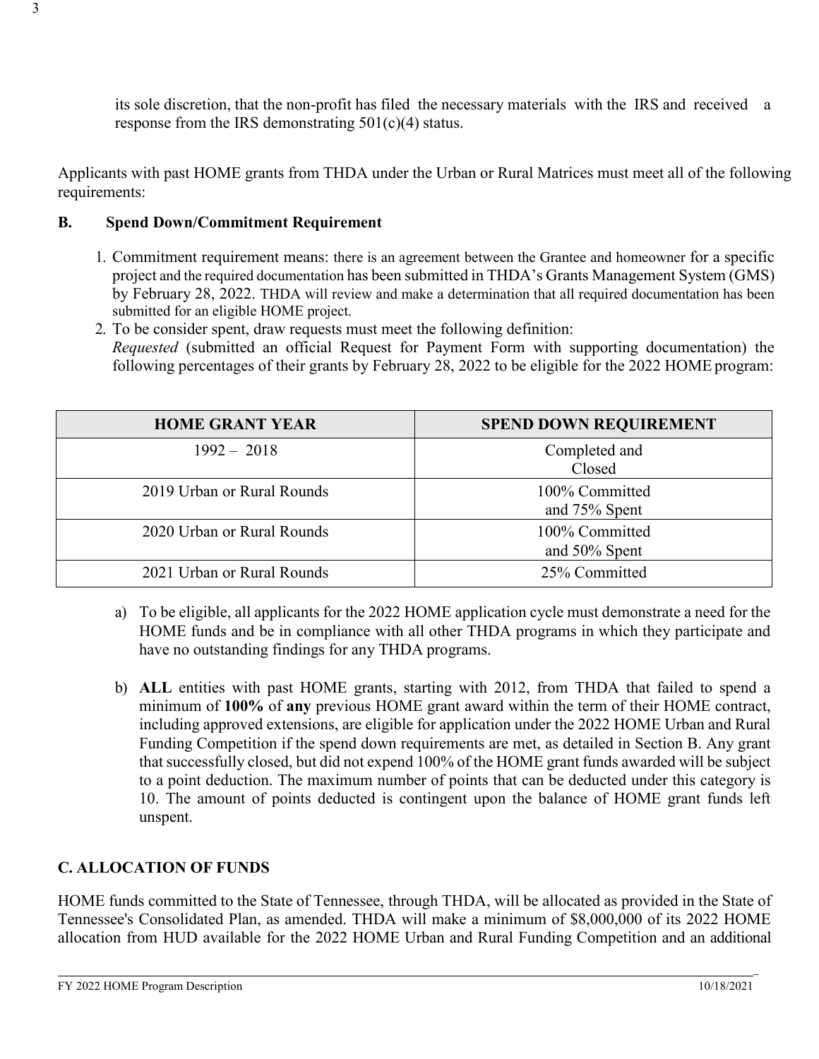its sole discretion, that the non-profit has filed the necessary materials with the IRS and received a response from the IRS demonstrating 501(c)(4) status.

Applicants with past HOME grants from THDA under the Urban or Rural Matrices must meet all of the following requirements:

## B. Spend Down/Commitment Requirement

1. Commitment requirement means: there is an agreement between the Grantee and homeowner for a specific project and the required documentation has been submitted in THDA's Grants Management System (GMS) by February 28, 2022. THDA will review and make a determination that all required documentation has been submitted for an eligible HOME project.
2. To be consider spent, draw requests must meet the following definition: *Requested* (submitted an official Request for Payment Form with supporting documentation) the following percentages of their grants by February 28, 2022 to be eligible for the 2022 HOME program:

| HOME GRANT YEAR | SPEND DOWN REQUIREMENT |
| --- | --- |
| 1992 – 2018 | Completed and Closed |
| 2019 Urban or Rural Rounds | 100% Committed and 75% Spent |
| 2020 Urban or Rural Rounds | 100% Committed and 50% Spent |
| 2021 Urban or Rural Rounds | 25% Committed |

a) To be eligible, all applicants for the 2022 HOME application cycle must demonstrate a need for the HOME funds and be in compliance with all other THDA programs in which they participate and have no outstanding findings for any THDA programs.

b) **ALL** entities with past HOME grants, starting with 2012, from THDA that failed to spend a minimum of **100%** of **any** previous HOME grant award within the term of their HOME contract, including approved extensions, are eligible for application under the 2022 HOME Urban and Rural Funding Competition if the spend down requirements are met, as detailed in Section B. Any grant that successfully closed, but did not expend 100% of the HOME grant funds awarded will be subject to a point deduction. The maximum number of points that can be deducted under this category is 10. The amount of points deducted is contingent upon the balance of HOME grant funds left unspent.

## C. ALLOCATION OF FUNDS

HOME funds committed to the State of Tennessee, through THDA, will be allocated as provided in the State of Tennessee's Consolidated Plan, as amended. THDA will make a minimum of $8,000,000 of its 2022 HOME allocation from HUD available for the 2022 HOME Urban and Rural Funding Competition and an additional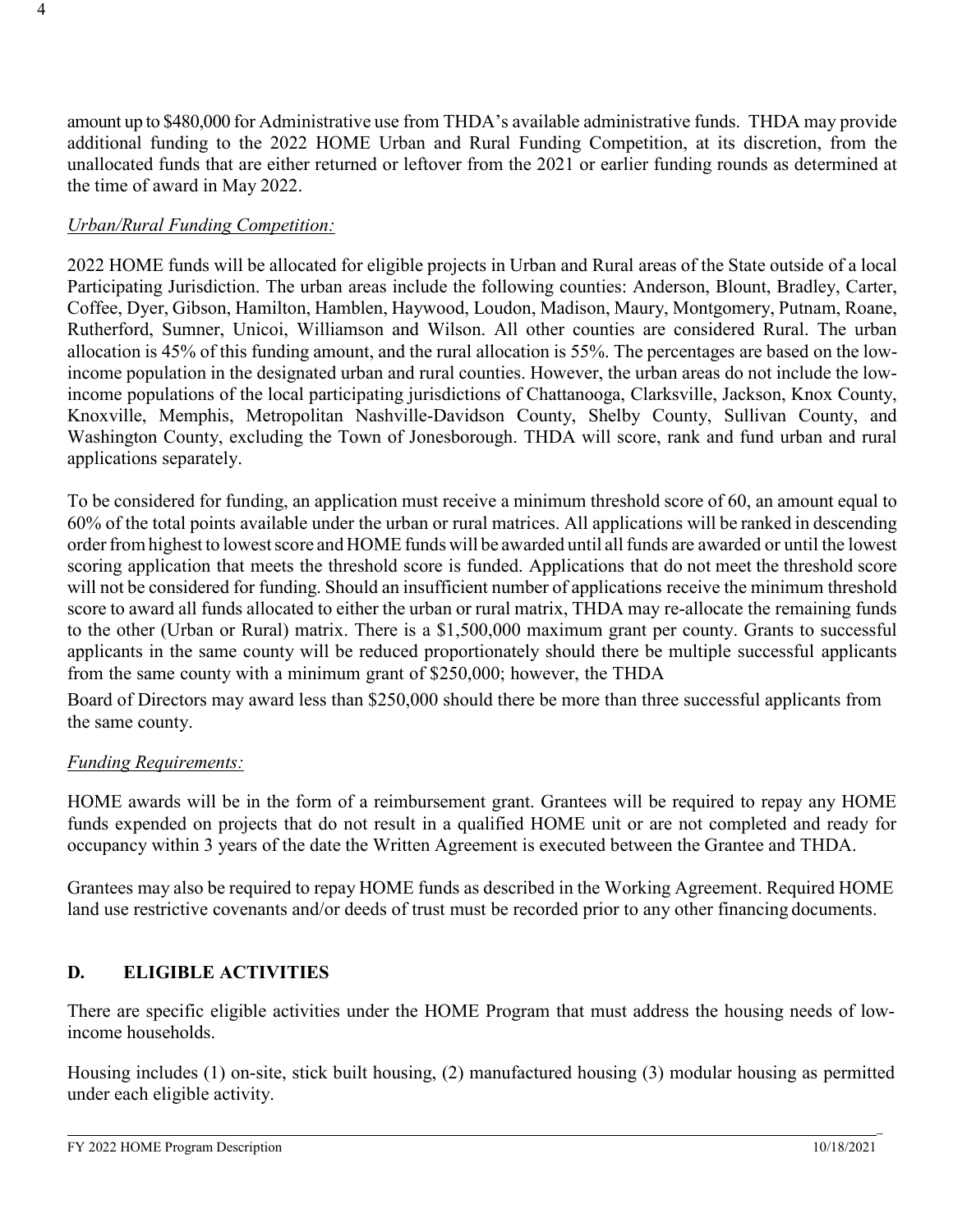amount up to $480,000 for Administrative use from THDA's available administrative funds. THDA may provide additional funding to the 2022 HOME Urban and Rural Funding Competition, at its discretion, from the unallocated funds that are either returned or leftover from the 2021 or earlier funding rounds as determined at the time of award in May 2022.

*Urban/Rural Funding Competition:*

2022 HOME funds will be allocated for eligible projects in Urban and Rural areas of the State outside of a local Participating Jurisdiction. The urban areas include the following counties: Anderson, Blount, Bradley, Carter, Coffee, Dyer, Gibson, Hamilton, Hamblen, Haywood, Loudon, Madison, Maury, Montgomery, Putnam, Roane, Rutherford, Sumner, Unicoi, Williamson and Wilson. All other counties are considered Rural. The urban allocation is 45% of this funding amount, and the rural allocation is 55%. The percentages are based on the low-income population in the designated urban and rural counties. However, the urban areas do not include the low-income populations of the local participating jurisdictions of Chattanooga, Clarksville, Jackson, Knox County, Knoxville, Memphis, Metropolitan Nashville-Davidson County, Shelby County, Sullivan County, and Washington County, excluding the Town of Jonesborough. THDA will score, rank and fund urban and rural applications separately.

To be considered for funding, an application must receive a minimum threshold score of 60, an amount equal to 60% of the total points available under the urban or rural matrices. All applications will be ranked in descending order from highest to lowest score and HOME funds will be awarded until all funds are awarded or until the lowest scoring application that meets the threshold score is funded. Applications that do not meet the threshold score will not be considered for funding. Should an insufficient number of applications receive the minimum threshold score to award all funds allocated to either the urban or rural matrix, THDA may re-allocate the remaining funds to the other (Urban or Rural) matrix. There is a $1,500,000 maximum grant per county. Grants to successful applicants in the same county will be reduced proportionately should there be multiple successful applicants from the same county with a minimum grant of $250,000; however, the THDA Board of Directors may award less than $250,000 should there be more than three successful applicants from the same county.

*Funding Requirements:*

HOME awards will be in the form of a reimbursement grant. Grantees will be required to repay any HOME funds expended on projects that do not result in a qualified HOME unit or are not completed and ready for occupancy within 3 years of the date the Written Agreement is executed between the Grantee and THDA.

Grantees may also be required to repay HOME funds as described in the Working Agreement. Required HOME land use restrictive covenants and/or deeds of trust must be recorded prior to any other financing documents.

## D. ELIGIBLE ACTIVITIES

There are specific eligible activities under the HOME Program that must address the housing needs of low-income households.

Housing includes (1) on-site, stick built housing, (2) manufactured housing (3) modular housing as permitted under each eligible activity.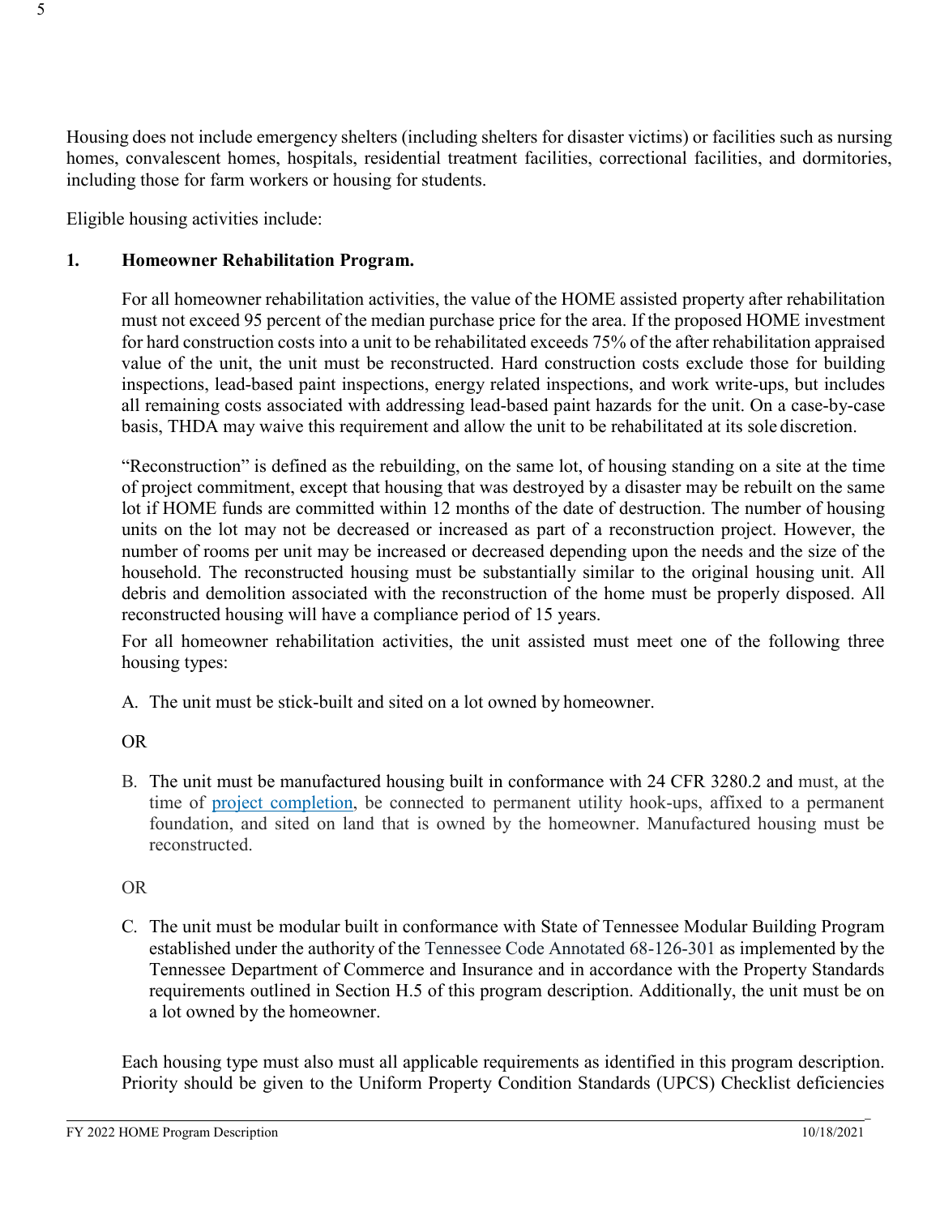Housing does not include emergency shelters (including shelters for disaster victims) or facilities such as nursing homes, convalescent homes, hospitals, residential treatment facilities, correctional facilities, and dormitories, including those for farm workers or housing for students.

Eligible housing activities include:

**1. Homeowner Rehabilitation Program.**

For all homeowner rehabilitation activities, the value of the HOME assisted property after rehabilitation must not exceed 95 percent of the median purchase price for the area. If the proposed HOME investment for hard construction costs into a unit to be rehabilitated exceeds 75% of the after rehabilitation appraised value of the unit, the unit must be reconstructed. Hard construction costs exclude those for building inspections, lead-based paint inspections, energy related inspections, and work write-ups, but includes all remaining costs associated with addressing lead-based paint hazards for the unit. On a case-by-case basis, THDA may waive this requirement and allow the unit to be rehabilitated at its sole discretion.

"Reconstruction" is defined as the rebuilding, on the same lot, of housing standing on a site at the time of project commitment, except that housing that was destroyed by a disaster may be rebuilt on the same lot if HOME funds are committed within 12 months of the date of destruction. The number of housing units on the lot may not be decreased or increased as part of a reconstruction project. However, the number of rooms per unit may be increased or decreased depending upon the needs and the size of the household. The reconstructed housing must be substantially similar to the original housing unit. All debris and demolition associated with the reconstruction of the home must be properly disposed. All reconstructed housing will have a compliance period of 15 years.

For all homeowner rehabilitation activities, the unit assisted must meet one of the following three housing types:

A. The unit must be stick-built and sited on a lot owned by homeowner.

OR

B. The unit must be manufactured housing built in conformance with 24 CFR 3280.2 and must, at the time of project completion, be connected to permanent utility hook-ups, affixed to a permanent foundation, and sited on land that is owned by the homeowner. Manufactured housing must be reconstructed.

OR

C. The unit must be modular built in conformance with State of Tennessee Modular Building Program established under the authority of the Tennessee Code Annotated 68-126-301 as implemented by the Tennessee Department of Commerce and Insurance and in accordance with the Property Standards requirements outlined in Section H.5 of this program description. Additionally, the unit must be on a lot owned by the homeowner.

Each housing type must also must all applicable requirements as identified in this program description. Priority should be given to the Uniform Property Condition Standards (UPCS) Checklist deficiencies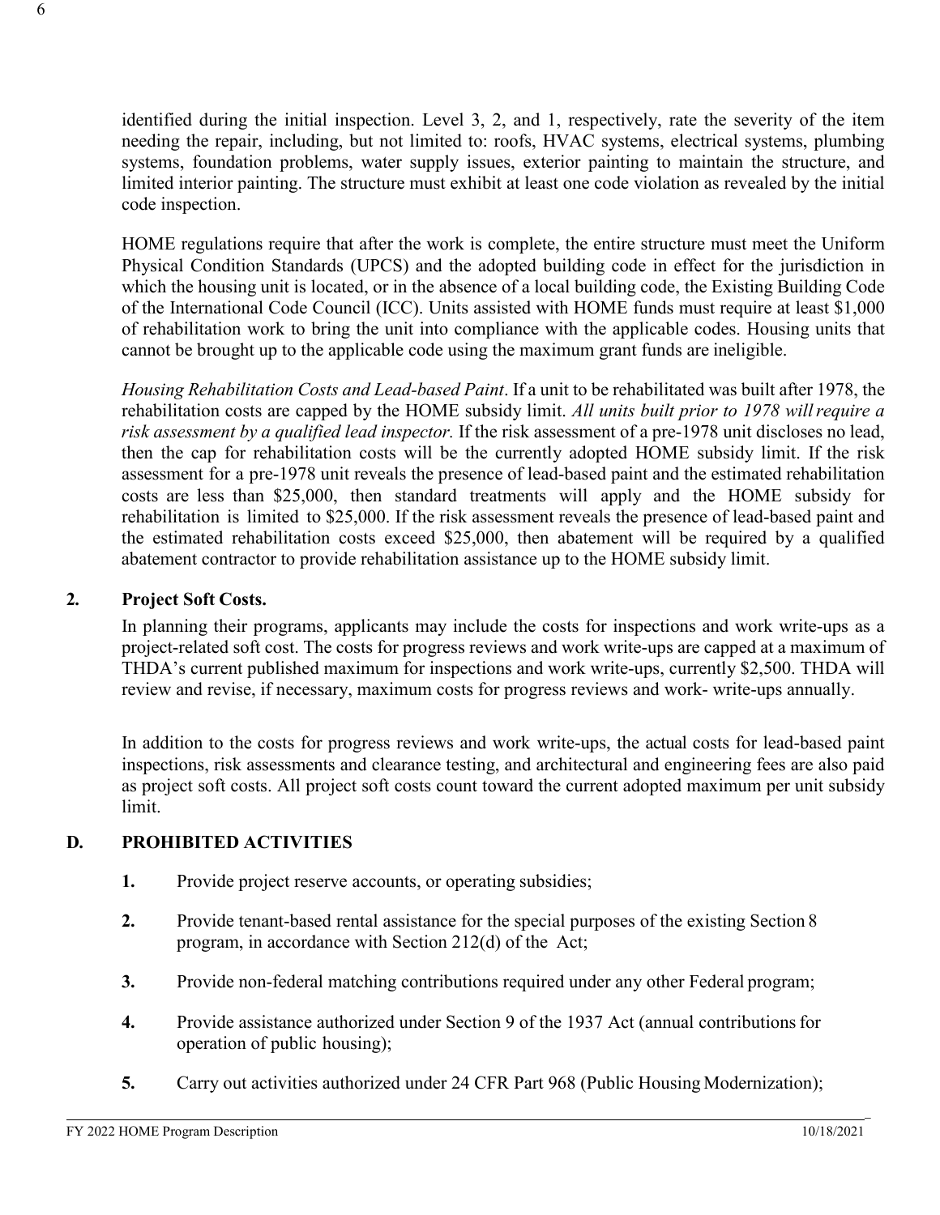identified during the initial inspection. Level 3, 2, and 1, respectively, rate the severity of the item needing the repair, including, but not limited to: roofs, HVAC systems, electrical systems, plumbing systems, foundation problems, water supply issues, exterior painting to maintain the structure, and limited interior painting. The structure must exhibit at least one code violation as revealed by the initial code inspection.

HOME regulations require that after the work is complete, the entire structure must meet the Uniform Physical Condition Standards (UPCS) and the adopted building code in effect for the jurisdiction in which the housing unit is located, or in the absence of a local building code, the Existing Building Code of the International Code Council (ICC). Units assisted with HOME funds must require at least $1,000 of rehabilitation work to bring the unit into compliance with the applicable codes. Housing units that cannot be brought up to the applicable code using the maximum grant funds are ineligible.

*Housing Rehabilitation Costs and Lead-based Paint*. If a unit to be rehabilitated was built after 1978, the rehabilitation costs are capped by the HOME subsidy limit. *All units built prior to 1978 will require a risk assessment by a qualified lead inspector.* If the risk assessment of a pre-1978 unit discloses no lead, then the cap for rehabilitation costs will be the currently adopted HOME subsidy limit. If the risk assessment for a pre-1978 unit reveals the presence of lead-based paint and the estimated rehabilitation costs are less than $25,000, then standard treatments will apply and the HOME subsidy for rehabilitation is limited to $25,000. If the risk assessment reveals the presence of lead-based paint and the estimated rehabilitation costs exceed $25,000, then abatement will be required by a qualified abatement contractor to provide rehabilitation assistance up to the HOME subsidy limit.

**2. Project Soft Costs.**

In planning their programs, applicants may include the costs for inspections and work write-ups as a project-related soft cost. The costs for progress reviews and work write-ups are capped at a maximum of THDA's current published maximum for inspections and work write-ups, currently $2,500. THDA will review and revise, if necessary, maximum costs for progress reviews and work- write-ups annually.

In addition to the costs for progress reviews and work write-ups, the actual costs for lead-based paint inspections, risk assessments and clearance testing, and architectural and engineering fees are also paid as project soft costs. All project soft costs count toward the current adopted maximum per unit subsidy limit.

## D. PROHIBITED ACTIVITIES

1. Provide project reserve accounts, or operating subsidies;
2. Provide tenant-based rental assistance for the special purposes of the existing Section 8 program, in accordance with Section 212(d) of the Act;
3. Provide non-federal matching contributions required under any other Federal program;
4. Provide assistance authorized under Section 9 of the 1937 Act (annual contributions for operation of public housing);
5. Carry out activities authorized under 24 CFR Part 968 (Public Housing Modernization);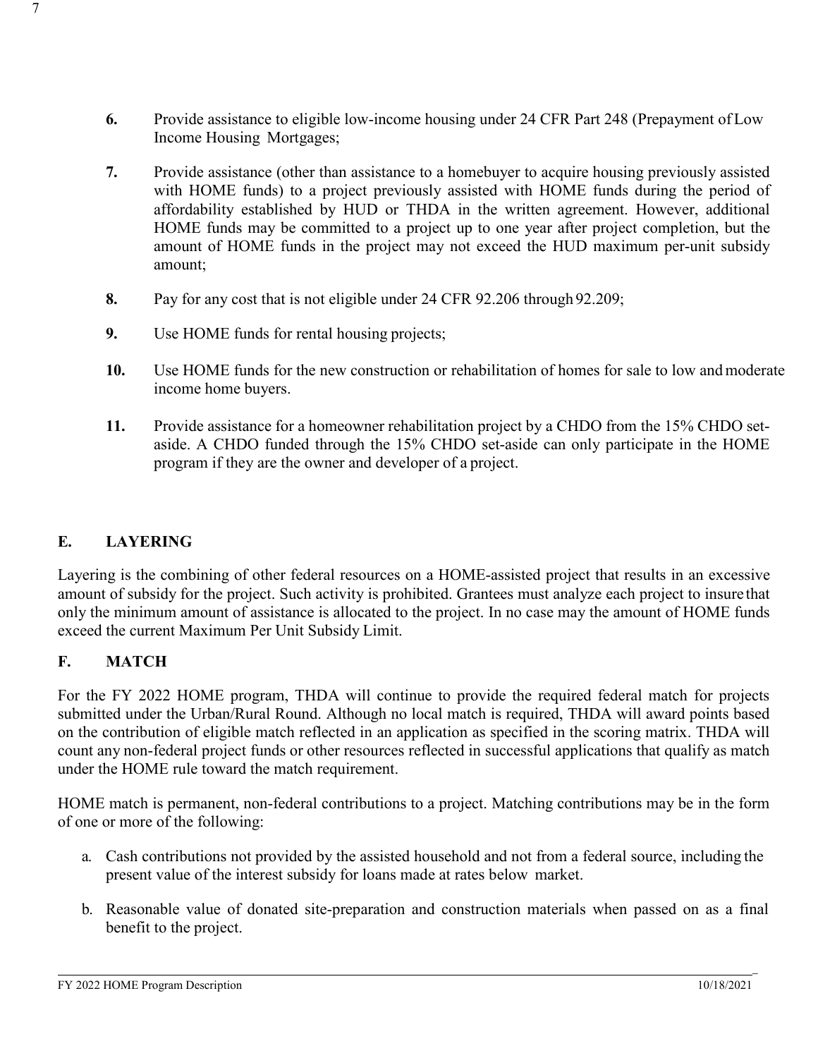**6.** Provide assistance to eligible low-income housing under 24 CFR Part 248 (Prepayment of Low Income Housing Mortgages;

**7.** Provide assistance (other than assistance to a homebuyer to acquire housing previously assisted with HOME funds) to a project previously assisted with HOME funds during the period of affordability established by HUD or THDA in the written agreement. However, additional HOME funds may be committed to a project up to one year after project completion, but the amount of HOME funds in the project may not exceed the HUD maximum per-unit subsidy amount;

**8.** Pay for any cost that is not eligible under 24 CFR 92.206 through 92.209;

**9.** Use HOME funds for rental housing projects;

**10.** Use HOME funds for the new construction or rehabilitation of homes for sale to low and moderate income home buyers.

**11.** Provide assistance for a homeowner rehabilitation project by a CHDO from the 15% CHDO set-aside. A CHDO funded through the 15% CHDO set-aside can only participate in the HOME program if they are the owner and developer of a project.

## E. LAYERING

Layering is the combining of other federal resources on a HOME-assisted project that results in an excessive amount of subsidy for the project. Such activity is prohibited. Grantees must analyze each project to insure that only the minimum amount of assistance is allocated to the project. In no case may the amount of HOME funds exceed the current Maximum Per Unit Subsidy Limit.

## F. MATCH

For the FY 2022 HOME program, THDA will continue to provide the required federal match for projects submitted under the Urban/Rural Round. Although no local match is required, THDA will award points based on the contribution of eligible match reflected in an application as specified in the scoring matrix. THDA will count any non-federal project funds or other resources reflected in successful applications that qualify as match under the HOME rule toward the match requirement.

HOME match is permanent, non-federal contributions to a project. Matching contributions may be in the form of one or more of the following:

a. Cash contributions not provided by the assisted household and not from a federal source, including the present value of the interest subsidy for loans made at rates below market.

b. Reasonable value of donated site-preparation and construction materials when passed on as a final benefit to the project.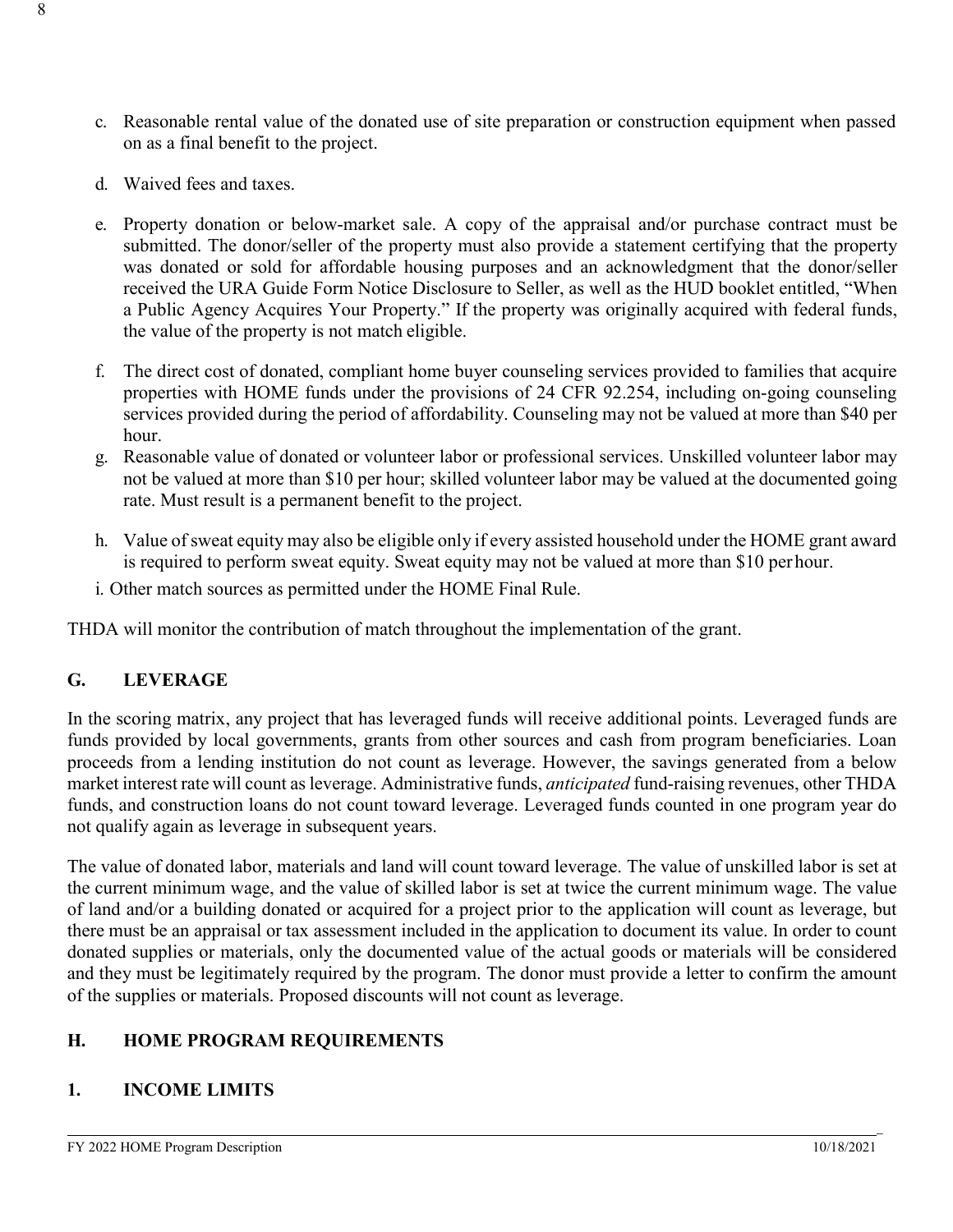c. Reasonable rental value of the donated use of site preparation or construction equipment when passed on as a final benefit to the project.

d. Waived fees and taxes.

e. Property donation or below-market sale. A copy of the appraisal and/or purchase contract must be submitted. The donor/seller of the property must also provide a statement certifying that the property was donated or sold for affordable housing purposes and an acknowledgment that the donor/seller received the URA Guide Form Notice Disclosure to Seller, as well as the HUD booklet entitled, "When a Public Agency Acquires Your Property." If the property was originally acquired with federal funds, the value of the property is not match eligible.

f. The direct cost of donated, compliant home buyer counseling services provided to families that acquire properties with HOME funds under the provisions of 24 CFR 92.254, including on-going counseling services provided during the period of affordability. Counseling may not be valued at more than $40 per hour.

g. Reasonable value of donated or volunteer labor or professional services. Unskilled volunteer labor may not be valued at more than $10 per hour; skilled volunteer labor may be valued at the documented going rate. Must result is a permanent benefit to the project.

h. Value of sweat equity may also be eligible only if every assisted household under the HOME grant award is required to perform sweat equity. Sweat equity may not be valued at more than $10 per hour.

i. Other match sources as permitted under the HOME Final Rule.

THDA will monitor the contribution of match throughout the implementation of the grant.

## G. LEVERAGE

In the scoring matrix, any project that has leveraged funds will receive additional points. Leveraged funds are funds provided by local governments, grants from other sources and cash from program beneficiaries. Loan proceeds from a lending institution do not count as leverage. However, the savings generated from a below market interest rate will count as leverage. Administrative funds, *anticipated* fund-raising revenues, other THDA funds, and construction loans do not count toward leverage. Leveraged funds counted in one program year do not qualify again as leverage in subsequent years.

The value of donated labor, materials and land will count toward leverage. The value of unskilled labor is set at the current minimum wage, and the value of skilled labor is set at twice the current minimum wage. The value of land and/or a building donated or acquired for a project prior to the application will count as leverage, but there must be an appraisal or tax assessment included in the application to document its value. In order to count donated supplies or materials, only the documented value of the actual goods or materials will be considered and they must be legitimately required by the program. The donor must provide a letter to confirm the amount of the supplies or materials. Proposed discounts will not count as leverage.

## H. HOME PROGRAM REQUIREMENTS

### 1. INCOME LIMITS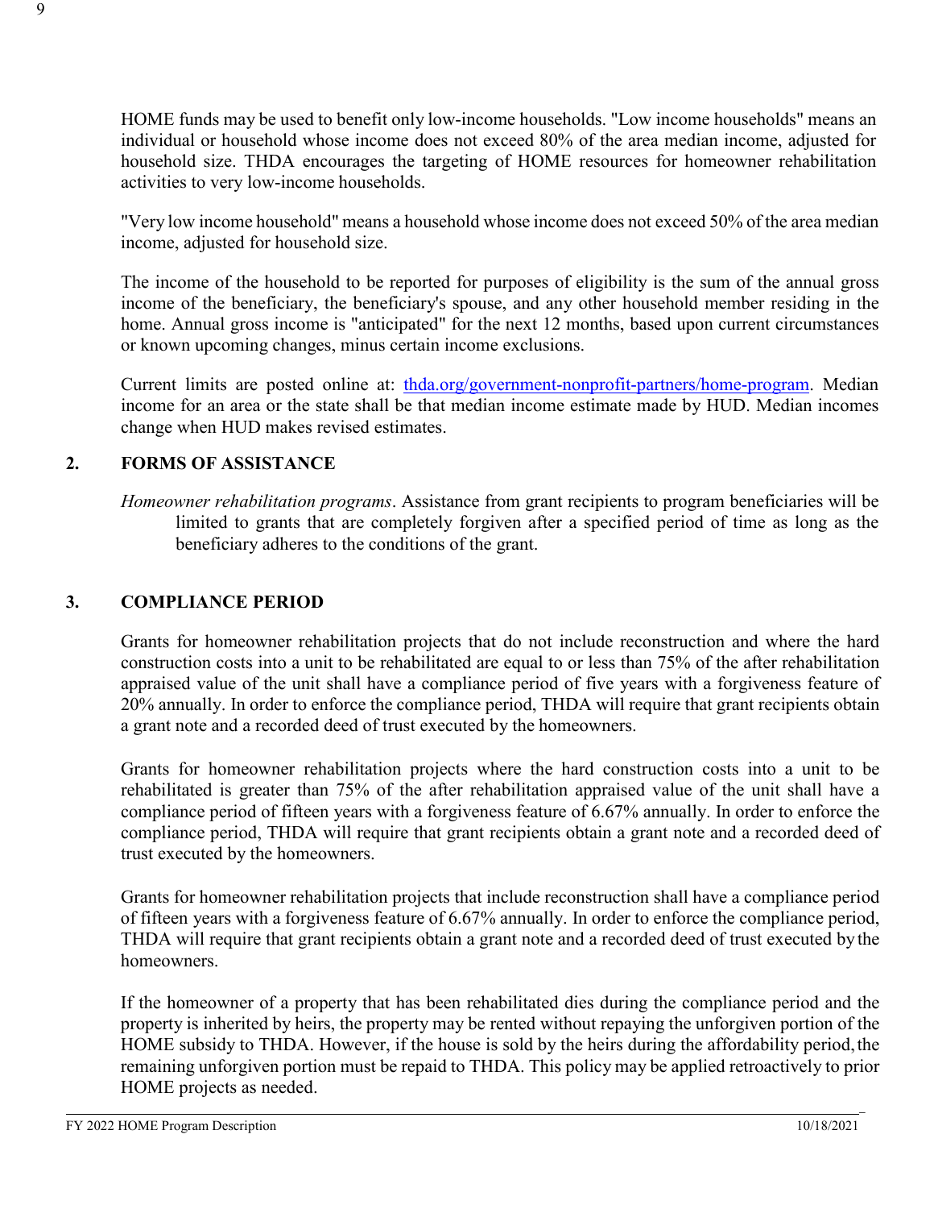HOME funds may be used to benefit only low-income households. "Low income households" means an individual or household whose income does not exceed 80% of the area median income, adjusted for household size. THDA encourages the targeting of HOME resources for homeowner rehabilitation activities to very low-income households.

"Very low income household" means a household whose income does not exceed 50% of the area median income, adjusted for household size.

The income of the household to be reported for purposes of eligibility is the sum of the annual gross income of the beneficiary, the beneficiary's spouse, and any other household member residing in the home. Annual gross income is "anticipated" for the next 12 months, based upon current circumstances or known upcoming changes, minus certain income exclusions.

Current limits are posted online at: [thda.org/government-nonprofit-partners/home-program](thda.org/government-nonprofit-partners/home-program). Median income for an area or the state shall be that median income estimate made by HUD. Median incomes change when HUD makes revised estimates.

## 2. FORMS OF ASSISTANCE

*Homeowner rehabilitation programs*. Assistance from grant recipients to program beneficiaries will be limited to grants that are completely forgiven after a specified period of time as long as the beneficiary adheres to the conditions of the grant.

## 3. COMPLIANCE PERIOD

Grants for homeowner rehabilitation projects that do not include reconstruction and where the hard construction costs into a unit to be rehabilitated are equal to or less than 75% of the after rehabilitation appraised value of the unit shall have a compliance period of five years with a forgiveness feature of 20% annually. In order to enforce the compliance period, THDA will require that grant recipients obtain a grant note and a recorded deed of trust executed by the homeowners.

Grants for homeowner rehabilitation projects where the hard construction costs into a unit to be rehabilitated is greater than 75% of the after rehabilitation appraised value of the unit shall have a compliance period of fifteen years with a forgiveness feature of 6.67% annually. In order to enforce the compliance period, THDA will require that grant recipients obtain a grant note and a recorded deed of trust executed by the homeowners.

Grants for homeowner rehabilitation projects that include reconstruction shall have a compliance period of fifteen years with a forgiveness feature of 6.67% annually. In order to enforce the compliance period, THDA will require that grant recipients obtain a grant note and a recorded deed of trust executed by the homeowners.

If the homeowner of a property that has been rehabilitated dies during the compliance period and the property is inherited by heirs, the property may be rented without repaying the unforgiven portion of the HOME subsidy to THDA. However, if the house is sold by the heirs during the affordability period, the remaining unforgiven portion must be repaid to THDA. This policy may be applied retroactively to prior HOME projects as needed.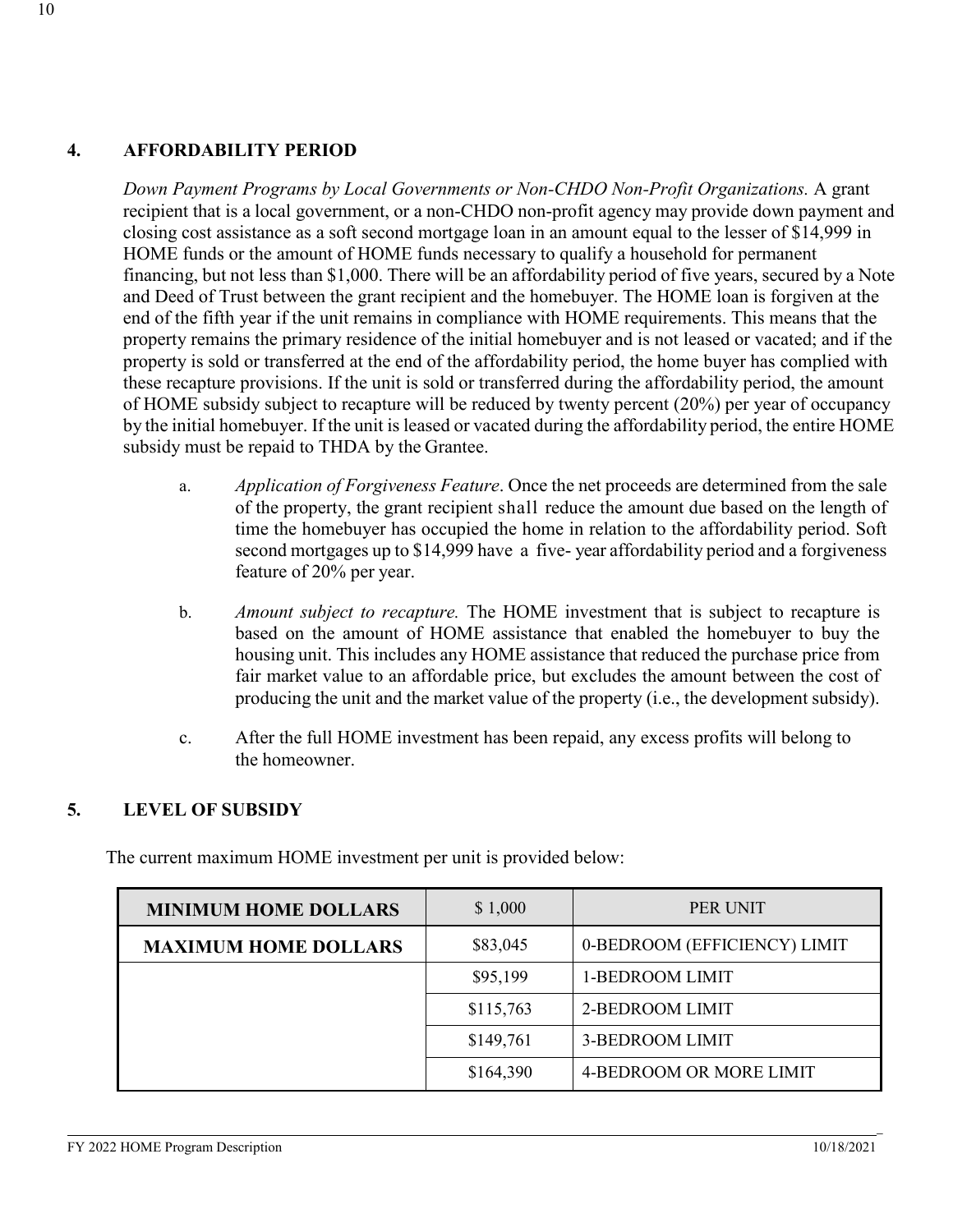## 4. AFFORDABILITY PERIOD

*Down Payment Programs by Local Governments or Non-CHDO Non-Profit Organizations.* A grant recipient that is a local government, or a non-CHDO non-profit agency may provide down payment and closing cost assistance as a soft second mortgage loan in an amount equal to the lesser of $14,999 in HOME funds or the amount of HOME funds necessary to qualify a household for permanent financing, but not less than $1,000. There will be an affordability period of five years, secured by a Note and Deed of Trust between the grant recipient and the homebuyer. The HOME loan is forgiven at the end of the fifth year if the unit remains in compliance with HOME requirements. This means that the property remains the primary residence of the initial homebuyer and is not leased or vacated; and if the property is sold or transferred at the end of the affordability period, the home buyer has complied with these recapture provisions. If the unit is sold or transferred during the affordability period, the amount of HOME subsidy subject to recapture will be reduced by twenty percent (20%) per year of occupancy by the initial homebuyer. If the unit is leased or vacated during the affordability period, the entire HOME subsidy must be repaid to THDA by the Grantee.

a. *Application of Forgiveness Feature*. Once the net proceeds are determined from the sale of the property, the grant recipient shall reduce the amount due based on the length of time the homebuyer has occupied the home in relation to the affordability period. Soft second mortgages up to $14,999 have a five- year affordability period and a forgiveness feature of 20% per year.

b. *Amount subject to recapture.* The HOME investment that is subject to recapture is based on the amount of HOME assistance that enabled the homebuyer to buy the housing unit. This includes any HOME assistance that reduced the purchase price from fair market value to an affordable price, but excludes the amount between the cost of producing the unit and the market value of the property (i.e., the development subsidy).

c. After the full HOME investment has been repaid, any excess profits will belong to the homeowner.

## 5. LEVEL OF SUBSIDY

The current maximum HOME investment per unit is provided below:

| MINIMUM HOME DOLLARS | $ 1,000 | PER UNIT |
|---|---|---|
| MAXIMUM HOME DOLLARS | $83,045 | 0-BEDROOM (EFFICIENCY) LIMIT |
| | $95,199 | 1-BEDROOM LIMIT |
| | $115,763 | 2-BEDROOM LIMIT |
| | $149,761 | 3-BEDROOM LIMIT |
| | $164,390 | 4-BEDROOM OR MORE LIMIT |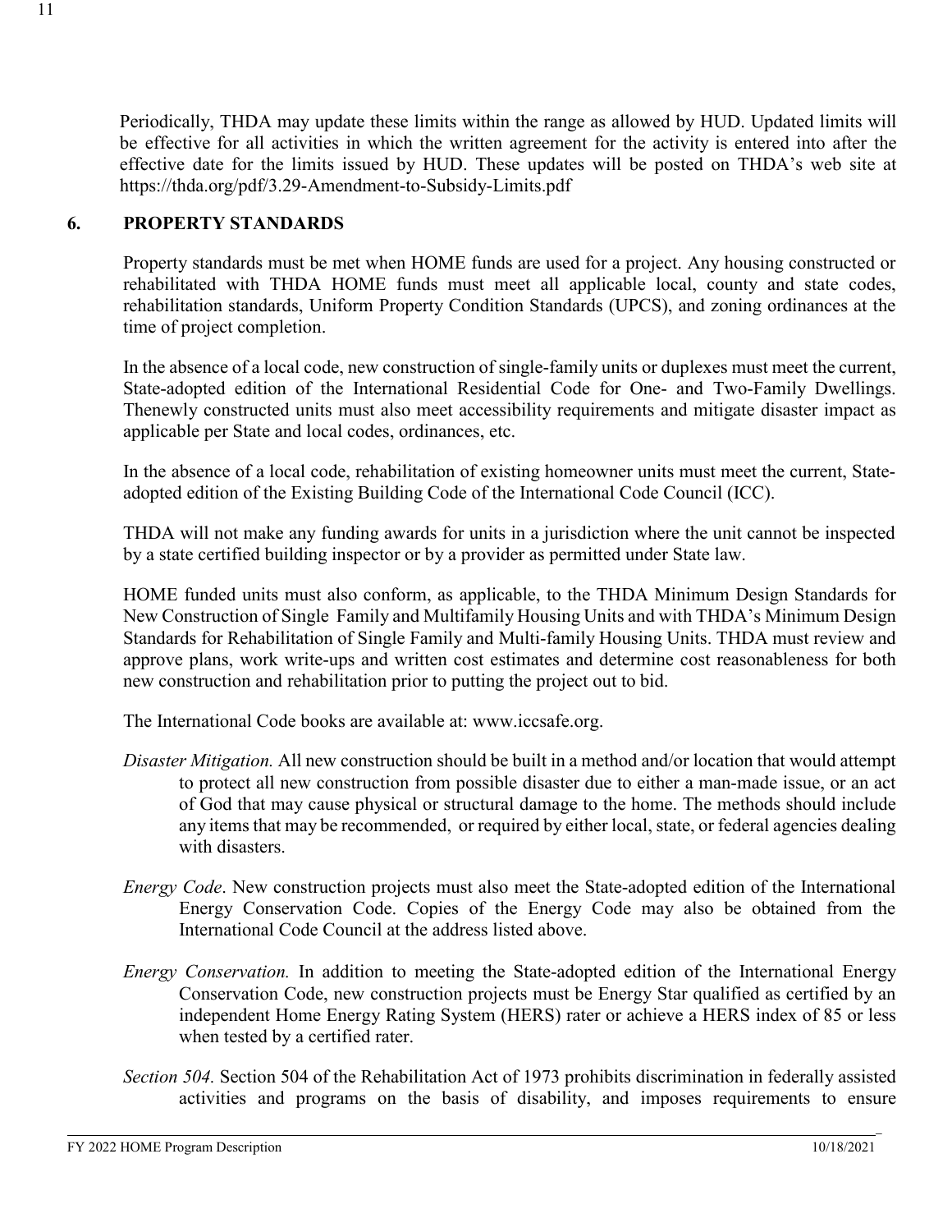Periodically, THDA may update these limits within the range as allowed by HUD. Updated limits will be effective for all activities in which the written agreement for the activity is entered into after the effective date for the limits issued by HUD. These updates will be posted on THDA's web site at https://thda.org/pdf/3.29-Amendment-to-Subsidy-Limits.pdf

## 6. PROPERTY STANDARDS

Property standards must be met when HOME funds are used for a project. Any housing constructed or rehabilitated with THDA HOME funds must meet all applicable local, county and state codes, rehabilitation standards, Uniform Property Condition Standards (UPCS), and zoning ordinances at the time of project completion.

In the absence of a local code, new construction of single-family units or duplexes must meet the current, State-adopted edition of the International Residential Code for One- and Two-Family Dwellings. Thenewly constructed units must also meet accessibility requirements and mitigate disaster impact as applicable per State and local codes, ordinances, etc.

In the absence of a local code, rehabilitation of existing homeowner units must meet the current, State-adopted edition of the Existing Building Code of the International Code Council (ICC).

THDA will not make any funding awards for units in a jurisdiction where the unit cannot be inspected by a state certified building inspector or by a provider as permitted under State law.

HOME funded units must also conform, as applicable, to the THDA Minimum Design Standards for New Construction of Single Family and Multifamily Housing Units and with THDA's Minimum Design Standards for Rehabilitation of Single Family and Multi-family Housing Units. THDA must review and approve plans, work write-ups and written cost estimates and determine cost reasonableness for both new construction and rehabilitation prior to putting the project out to bid.

The International Code books are available at: www.iccsafe.org.

*Disaster Mitigation.* All new construction should be built in a method and/or location that would attempt to protect all new construction from possible disaster due to either a man-made issue, or an act of God that may cause physical or structural damage to the home. The methods should include any items that may be recommended, or required by either local, state, or federal agencies dealing with disasters.

*Energy Code*. New construction projects must also meet the State-adopted edition of the International Energy Conservation Code. Copies of the Energy Code may also be obtained from the International Code Council at the address listed above.

*Energy Conservation.* In addition to meeting the State-adopted edition of the International Energy Conservation Code, new construction projects must be Energy Star qualified as certified by an independent Home Energy Rating System (HERS) rater or achieve a HERS index of 85 or less when tested by a certified rater.

*Section 504.* Section 504 of the Rehabilitation Act of 1973 prohibits discrimination in federally assisted activities and programs on the basis of disability, and imposes requirements to ensure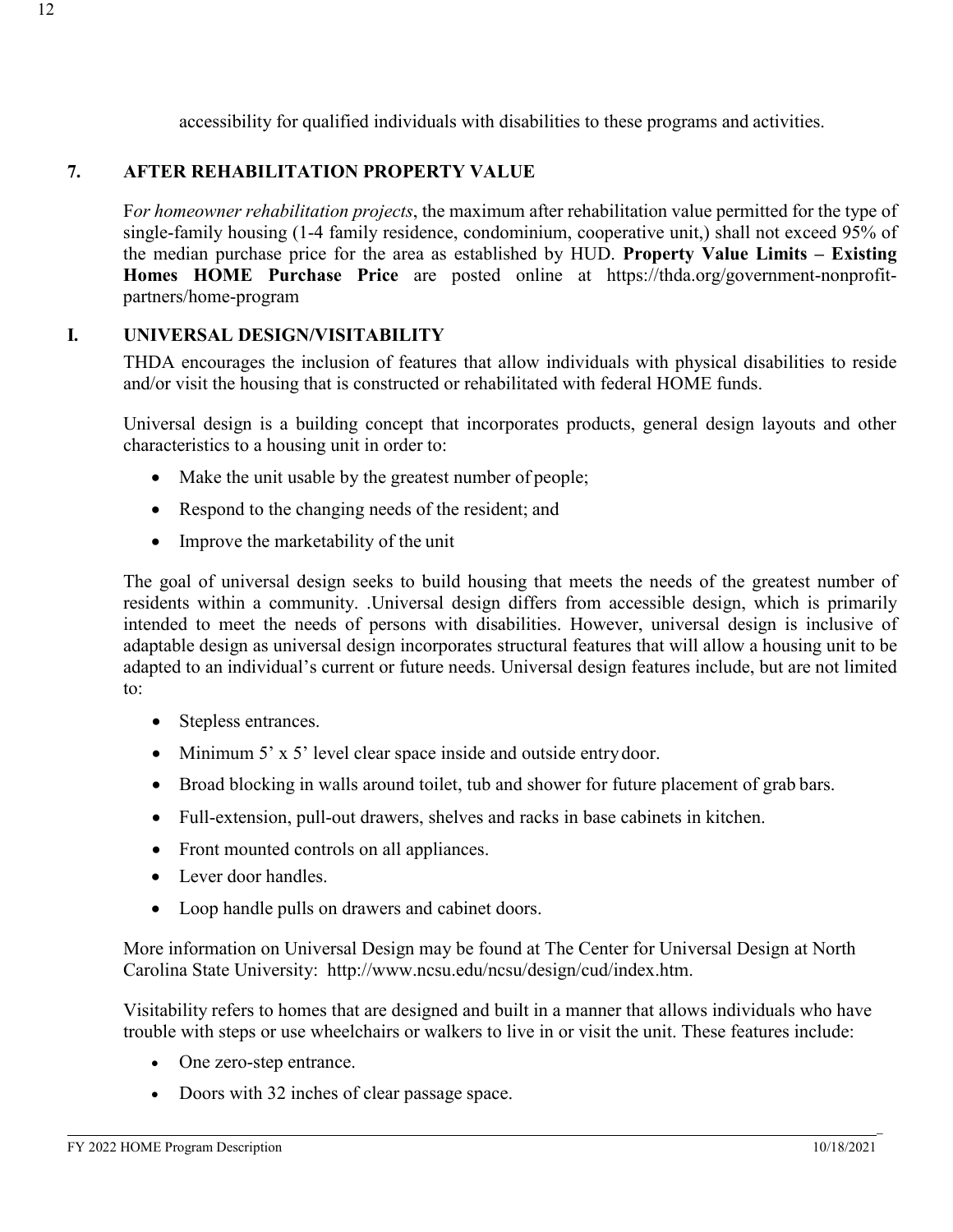accessibility for qualified individuals with disabilities to these programs and activities.

## 7. AFTER REHABILITATION PROPERTY VALUE

F*or homeowner rehabilitation projects*, the maximum after rehabilitation value permitted for the type of single-family housing (1-4 family residence, condominium, cooperative unit,) shall not exceed 95% of the median purchase price for the area as established by HUD. **Property Value Limits – Existing Homes HOME Purchase Price** are posted online at https://thda.org/government-nonprofit-partners/home-program

## I. UNIVERSAL DESIGN/VISITABILITY

THDA encourages the inclusion of features that allow individuals with physical disabilities to reside and/or visit the housing that is constructed or rehabilitated with federal HOME funds.

Universal design is a building concept that incorporates products, general design layouts and other characteristics to a housing unit in order to:

- Make the unit usable by the greatest number of people;
- Respond to the changing needs of the resident; and
- Improve the marketability of the unit

The goal of universal design seeks to build housing that meets the needs of the greatest number of residents within a community. .Universal design differs from accessible design, which is primarily intended to meet the needs of persons with disabilities. However, universal design is inclusive of adaptable design as universal design incorporates structural features that will allow a housing unit to be adapted to an individual's current or future needs. Universal design features include, but are not limited to:

- Stepless entrances.
- Minimum 5' x 5' level clear space inside and outside entry door.
- Broad blocking in walls around toilet, tub and shower for future placement of grab bars.
- Full-extension, pull-out drawers, shelves and racks in base cabinets in kitchen.
- Front mounted controls on all appliances.
- Lever door handles.
- Loop handle pulls on drawers and cabinet doors.

More information on Universal Design may be found at The Center for Universal Design at North Carolina State University: http://www.ncsu.edu/ncsu/design/cud/index.htm.

Visitability refers to homes that are designed and built in a manner that allows individuals who have trouble with steps or use wheelchairs or walkers to live in or visit the unit. These features include:

- One zero-step entrance.
- Doors with 32 inches of clear passage space.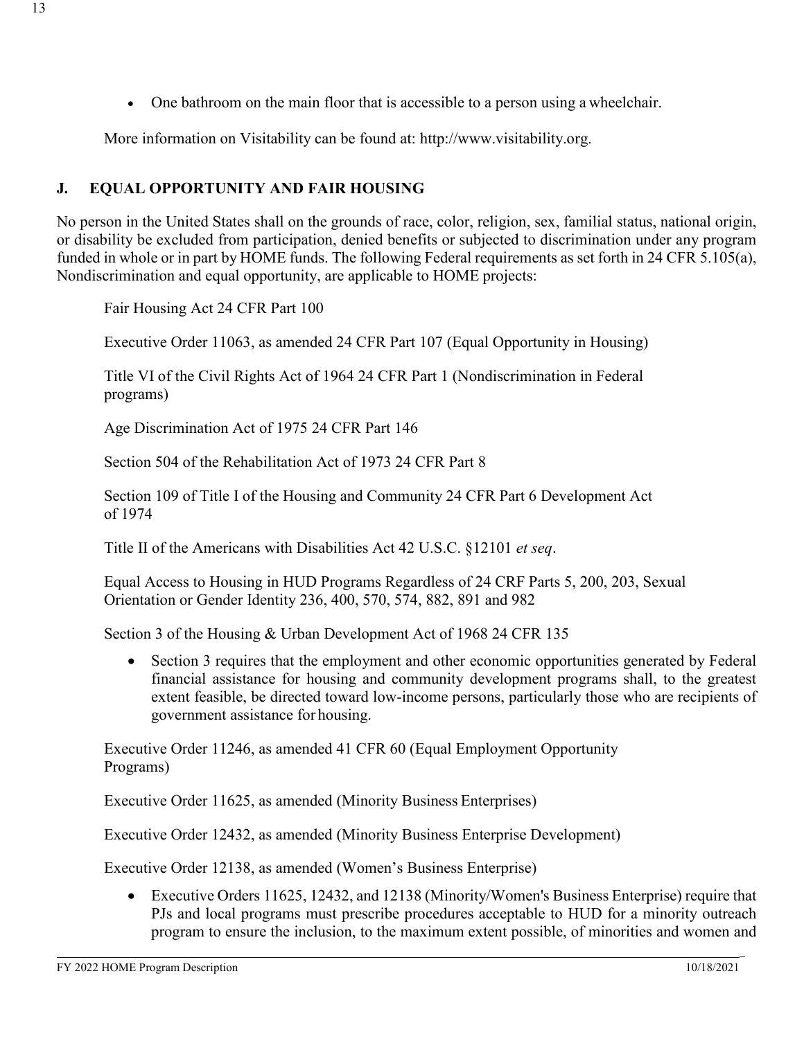- One bathroom on the main floor that is accessible to a person using a wheelchair.

More information on Visitability can be found at: http://www.visitability.org.

## J. EQUAL OPPORTUNITY AND FAIR HOUSING

No person in the United States shall on the grounds of race, color, religion, sex, familial status, national origin, or disability be excluded from participation, denied benefits or subjected to discrimination under any program funded in whole or in part by HOME funds. The following Federal requirements as set forth in 24 CFR 5.105(a), Nondiscrimination and equal opportunity, are applicable to HOME projects:

Fair Housing Act 24 CFR Part 100

Executive Order 11063, as amended 24 CFR Part 107 (Equal Opportunity in Housing)

Title VI of the Civil Rights Act of 1964 24 CFR Part 1 (Nondiscrimination in Federal programs)

Age Discrimination Act of 1975 24 CFR Part 146

Section 504 of the Rehabilitation Act of 1973 24 CFR Part 8

Section 109 of Title I of the Housing and Community 24 CFR Part 6 Development Act of 1974

Title II of the Americans with Disabilities Act 42 U.S.C. §12101 *et seq*.

Equal Access to Housing in HUD Programs Regardless of 24 CRF Parts 5, 200, 203, Sexual Orientation or Gender Identity 236, 400, 570, 574, 882, 891 and 982

Section 3 of the Housing & Urban Development Act of 1968 24 CFR 135

- Section 3 requires that the employment and other economic opportunities generated by Federal financial assistance for housing and community development programs shall, to the greatest extent feasible, be directed toward low-income persons, particularly those who are recipients of government assistance for housing.

Executive Order 11246, as amended 41 CFR 60 (Equal Employment Opportunity Programs)

Executive Order 11625, as amended (Minority Business Enterprises)

Executive Order 12432, as amended (Minority Business Enterprise Development)

Executive Order 12138, as amended (Women's Business Enterprise)

- Executive Orders 11625, 12432, and 12138 (Minority/Women's Business Enterprise) require that PJs and local programs must prescribe procedures acceptable to HUD for a minority outreach program to ensure the inclusion, to the maximum extent possible, of minorities and women and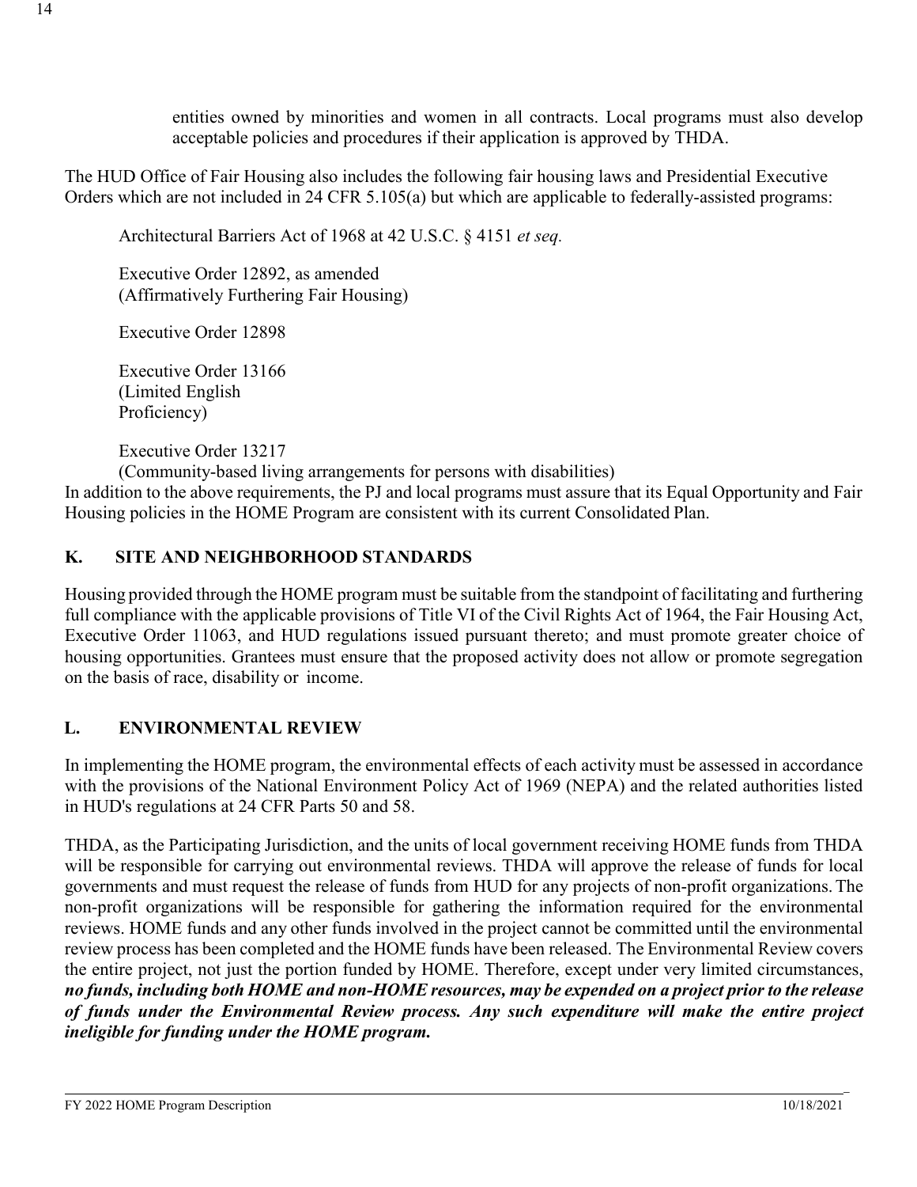entities owned by minorities and women in all contracts. Local programs must also develop acceptable policies and procedures if their application is approved by THDA.

The HUD Office of Fair Housing also includes the following fair housing laws and Presidential Executive Orders which are not included in 24 CFR 5.105(a) but which are applicable to federally-assisted programs:

Architectural Barriers Act of 1968 at 42 U.S.C. § 4151 *et seq.*

Executive Order 12892, as amended
(Affirmatively Furthering Fair Housing)

Executive Order 12898

Executive Order 13166
(Limited English
Proficiency)

Executive Order 13217
(Community-based living arrangements for persons with disabilities)

In addition to the above requirements, the PJ and local programs must assure that its Equal Opportunity and Fair Housing policies in the HOME Program are consistent with its current Consolidated Plan.

## K. SITE AND NEIGHBORHOOD STANDARDS

Housing provided through the HOME program must be suitable from the standpoint of facilitating and furthering full compliance with the applicable provisions of Title VI of the Civil Rights Act of 1964, the Fair Housing Act, Executive Order 11063, and HUD regulations issued pursuant thereto; and must promote greater choice of housing opportunities. Grantees must ensure that the proposed activity does not allow or promote segregation on the basis of race, disability or income.

## L. ENVIRONMENTAL REVIEW

In implementing the HOME program, the environmental effects of each activity must be assessed in accordance with the provisions of the National Environment Policy Act of 1969 (NEPA) and the related authorities listed in HUD's regulations at 24 CFR Parts 50 and 58.

THDA, as the Participating Jurisdiction, and the units of local government receiving HOME funds from THDA will be responsible for carrying out environmental reviews. THDA will approve the release of funds for local governments and must request the release of funds from HUD for any projects of non-profit organizations. The non-profit organizations will be responsible for gathering the information required for the environmental reviews. HOME funds and any other funds involved in the project cannot be committed until the environmental review process has been completed and the HOME funds have been released. The Environmental Review covers the entire project, not just the portion funded by HOME. Therefore, except under very limited circumstances, ***no funds, including both HOME and non-HOME resources, may be expended on a project prior to the release of funds under the Environmental Review process. Any such expenditure will make the entire project ineligible for funding under the HOME program.***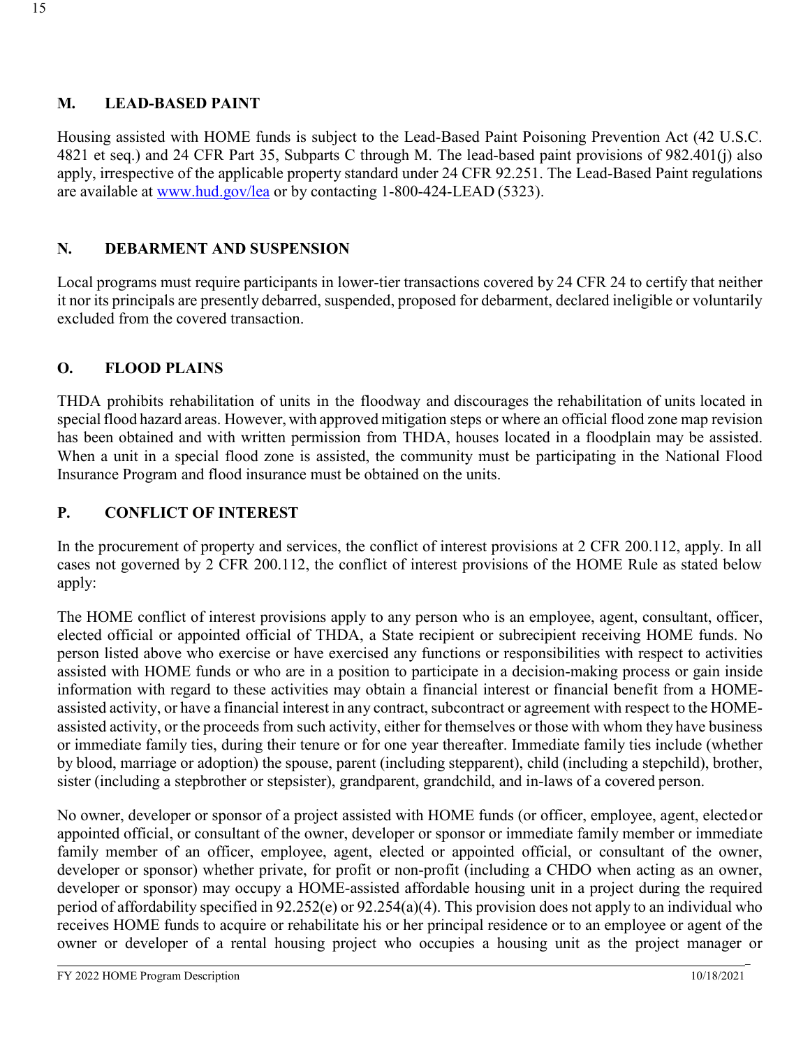## M. LEAD-BASED PAINT

Housing assisted with HOME funds is subject to the Lead-Based Paint Poisoning Prevention Act (42 U.S.C. 4821 et seq.) and 24 CFR Part 35, Subparts C through M. The lead-based paint provisions of 982.401(j) also apply, irrespective of the applicable property standard under 24 CFR 92.251. The Lead-Based Paint regulations are available at www.hud.gov/lea or by contacting 1-800-424-LEAD (5323).

## N. DEBARMENT AND SUSPENSION

Local programs must require participants in lower-tier transactions covered by 24 CFR 24 to certify that neither it nor its principals are presently debarred, suspended, proposed for debarment, declared ineligible or voluntarily excluded from the covered transaction.

## O. FLOOD PLAINS

THDA prohibits rehabilitation of units in the floodway and discourages the rehabilitation of units located in special flood hazard areas. However, with approved mitigation steps or where an official flood zone map revision has been obtained and with written permission from THDA, houses located in a floodplain may be assisted. When a unit in a special flood zone is assisted, the community must be participating in the National Flood Insurance Program and flood insurance must be obtained on the units.

## P. CONFLICT OF INTEREST

In the procurement of property and services, the conflict of interest provisions at 2 CFR 200.112, apply. In all cases not governed by 2 CFR 200.112, the conflict of interest provisions of the HOME Rule as stated below apply:

The HOME conflict of interest provisions apply to any person who is an employee, agent, consultant, officer, elected official or appointed official of THDA, a State recipient or subrecipient receiving HOME funds. No person listed above who exercise or have exercised any functions or responsibilities with respect to activities assisted with HOME funds or who are in a position to participate in a decision-making process or gain inside information with regard to these activities may obtain a financial interest or financial benefit from a HOME-assisted activity, or have a financial interest in any contract, subcontract or agreement with respect to the HOME-assisted activity, or the proceeds from such activity, either for themselves or those with whom they have business or immediate family ties, during their tenure or for one year thereafter. Immediate family ties include (whether by blood, marriage or adoption) the spouse, parent (including stepparent), child (including a stepchild), brother, sister (including a stepbrother or stepsister), grandparent, grandchild, and in-laws of a covered person.

No owner, developer or sponsor of a project assisted with HOME funds (or officer, employee, agent, elected or appointed official, or consultant of the owner, developer or sponsor or immediate family member or immediate family member of an officer, employee, agent, elected or appointed official, or consultant of the owner, developer or sponsor) whether private, for profit or non-profit (including a CHDO when acting as an owner, developer or sponsor) may occupy a HOME-assisted affordable housing unit in a project during the required period of affordability specified in 92.252(e) or 92.254(a)(4). This provision does not apply to an individual who receives HOME funds to acquire or rehabilitate his or her principal residence or to an employee or agent of the owner or developer of a rental housing project who occupies a housing unit as the project manager or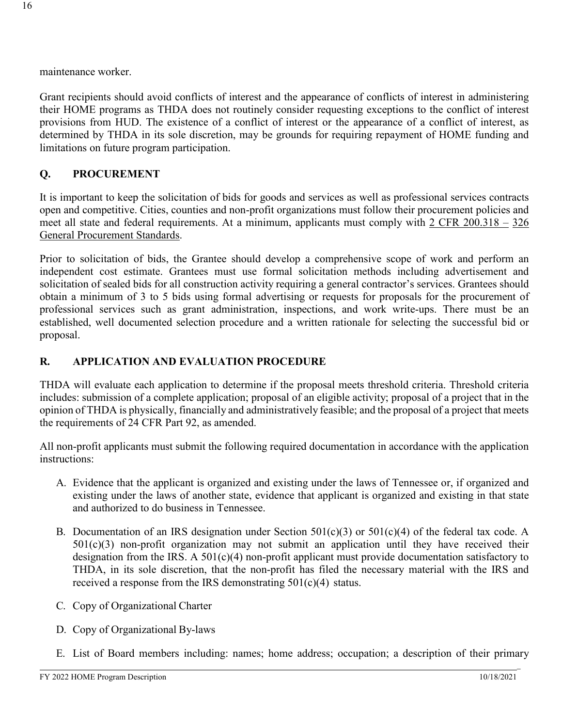maintenance worker.

Grant recipients should avoid conflicts of interest and the appearance of conflicts of interest in administering their HOME programs as THDA does not routinely consider requesting exceptions to the conflict of interest provisions from HUD. The existence of a conflict of interest or the appearance of a conflict of interest, as determined by THDA in its sole discretion, may be grounds for requiring repayment of HOME funding and limitations on future program participation.

## Q. PROCUREMENT

It is important to keep the solicitation of bids for goods and services as well as professional services contracts open and competitive. Cities, counties and non-profit organizations must follow their procurement policies and meet all state and federal requirements. At a minimum, applicants must comply with 2 CFR 200.318 – 326 General Procurement Standards.

Prior to solicitation of bids, the Grantee should develop a comprehensive scope of work and perform an independent cost estimate. Grantees must use formal solicitation methods including advertisement and solicitation of sealed bids for all construction activity requiring a general contractor's services. Grantees should obtain a minimum of 3 to 5 bids using formal advertising or requests for proposals for the procurement of professional services such as grant administration, inspections, and work write-ups. There must be an established, well documented selection procedure and a written rationale for selecting the successful bid or proposal.

## R. APPLICATION AND EVALUATION PROCEDURE

THDA will evaluate each application to determine if the proposal meets threshold criteria. Threshold criteria includes: submission of a complete application; proposal of an eligible activity; proposal of a project that in the opinion of THDA is physically, financially and administratively feasible; and the proposal of a project that meets the requirements of 24 CFR Part 92, as amended.

All non-profit applicants must submit the following required documentation in accordance with the application instructions:

A. Evidence that the applicant is organized and existing under the laws of Tennessee or, if organized and existing under the laws of another state, evidence that applicant is organized and existing in that state and authorized to do business in Tennessee.

B. Documentation of an IRS designation under Section 501(c)(3) or 501(c)(4) of the federal tax code. A 501(c)(3) non-profit organization may not submit an application until they have received their designation from the IRS. A 501(c)(4) non-profit applicant must provide documentation satisfactory to THDA, in its sole discretion, that the non-profit has filed the necessary material with the IRS and received a response from the IRS demonstrating 501(c)(4) status.

C. Copy of Organizational Charter

D. Copy of Organizational By-laws

E. List of Board members including: names; home address; occupation; a description of their primary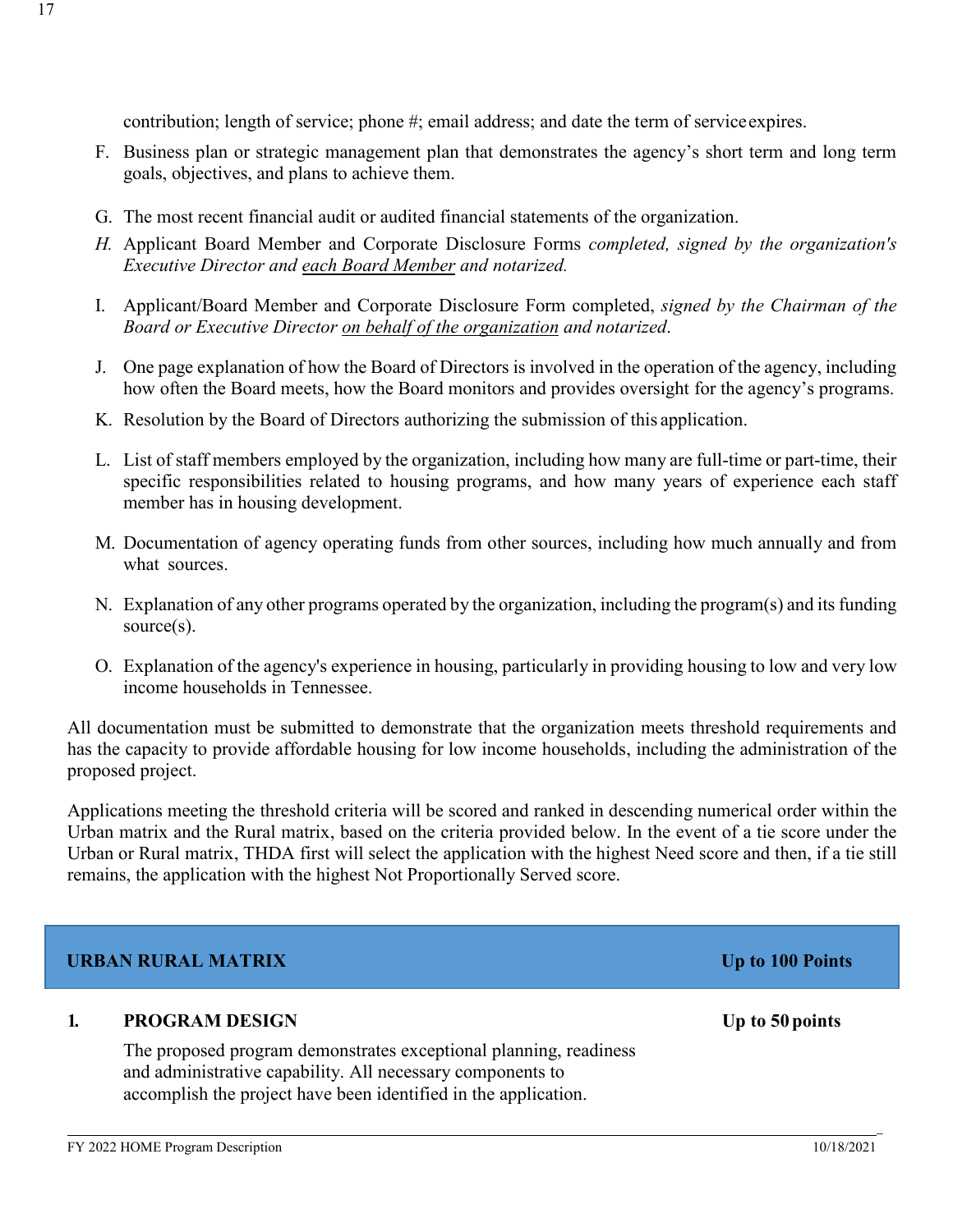contribution; length of service; phone #; email address; and date the term of service expires.

F. Business plan or strategic management plan that demonstrates the agency's short term and long term goals, objectives, and plans to achieve them.

G. The most recent financial audit or audited financial statements of the organization.

*H.* Applicant Board Member and Corporate Disclosure Forms *completed, signed by the organization's Executive Director and* <u>*each Board Member*</u> *and notarized.*

I. Applicant/Board Member and Corporate Disclosure Form completed, *signed by the Chairman of the Board or Executive Director* <u>*on behalf of the organization*</u> *and notarized*.

J. One page explanation of how the Board of Directors is involved in the operation of the agency, including how often the Board meets, how the Board monitors and provides oversight for the agency's programs.

K. Resolution by the Board of Directors authorizing the submission of this application.

L. List of staff members employed by the organization, including how many are full-time or part-time, their specific responsibilities related to housing programs, and how many years of experience each staff member has in housing development.

M. Documentation of agency operating funds from other sources, including how much annually and from what sources.

N. Explanation of any other programs operated by the organization, including the program(s) and its funding source(s).

O. Explanation of the agency's experience in housing, particularly in providing housing to low and very low income households in Tennessee.

All documentation must be submitted to demonstrate that the organization meets threshold requirements and has the capacity to provide affordable housing for low income households, including the administration of the proposed project.

Applications meeting the threshold criteria will be scored and ranked in descending numerical order within the Urban matrix and the Rural matrix, based on the criteria provided below. In the event of a tie score under the Urban or Rural matrix, THDA first will select the application with the highest Need score and then, if a tie still remains, the application with the highest Not Proportionally Served score.

## URBAN RURAL MATRIX — Up to 100 Points

### 1. PROGRAM DESIGN — Up to 50 points

The proposed program demonstrates exceptional planning, readiness and administrative capability. All necessary components to accomplish the project have been identified in the application.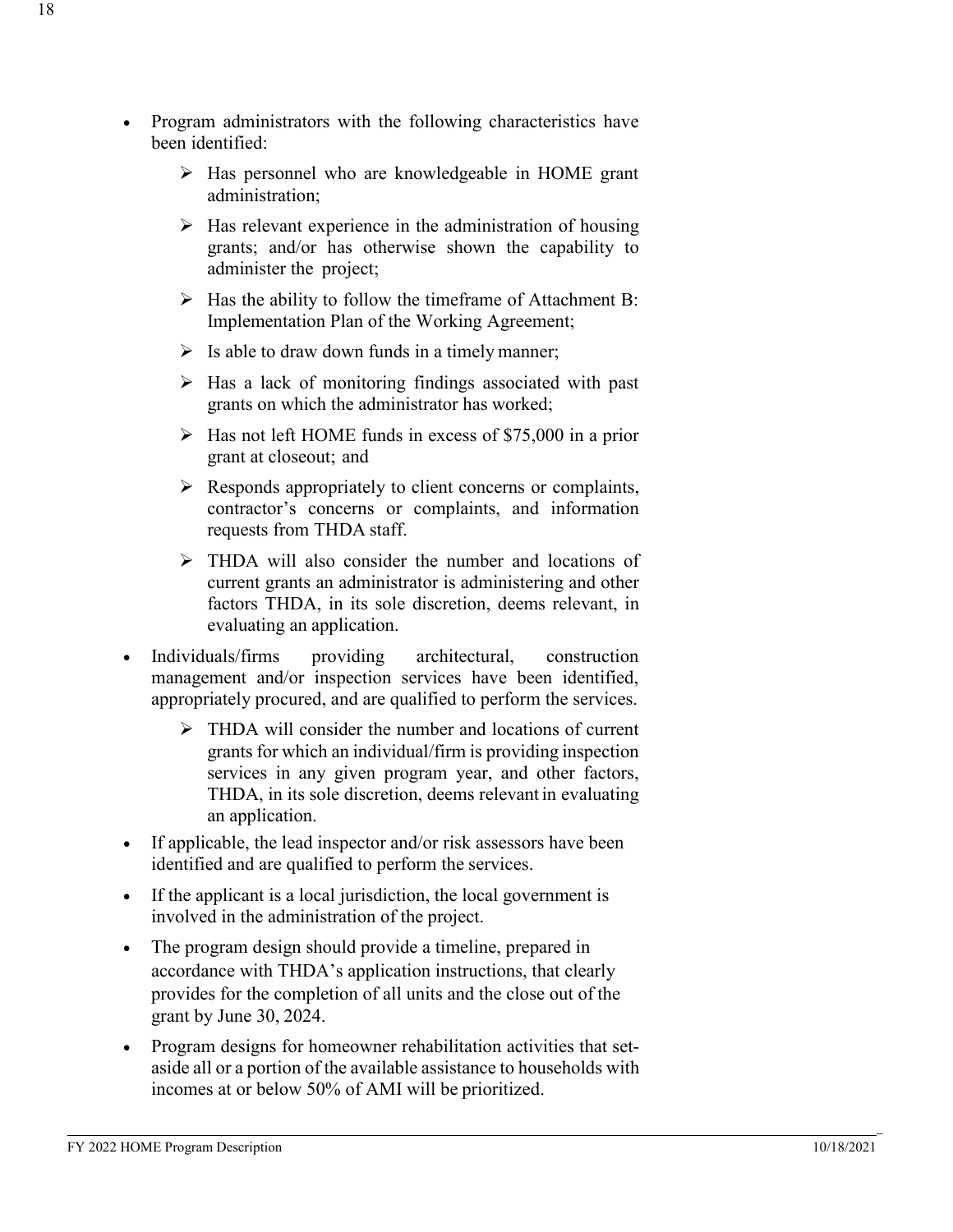- Program administrators with the following characteristics have been identified:
  - Has personnel who are knowledgeable in HOME grant administration;
  - Has relevant experience in the administration of housing grants; and/or has otherwise shown the capability to administer the project;
  - Has the ability to follow the timeframe of Attachment B: Implementation Plan of the Working Agreement;
  - Is able to draw down funds in a timely manner;
  - Has a lack of monitoring findings associated with past grants on which the administrator has worked;
  - Has not left HOME funds in excess of $75,000 in a prior grant at closeout; and
  - Responds appropriately to client concerns or complaints, contractor's concerns or complaints, and information requests from THDA staff.
  - THDA will also consider the number and locations of current grants an administrator is administering and other factors THDA, in its sole discretion, deems relevant, in evaluating an application.
- Individuals/firms providing architectural, construction management and/or inspection services have been identified, appropriately procured, and are qualified to perform the services.
  - THDA will consider the number and locations of current grants for which an individual/firm is providing inspection services in any given program year, and other factors, THDA, in its sole discretion, deems relevant in evaluating an application.
- If applicable, the lead inspector and/or risk assessors have been identified and are qualified to perform the services.
- If the applicant is a local jurisdiction, the local government is involved in the administration of the project.
- The program design should provide a timeline, prepared in accordance with THDA's application instructions, that clearly provides for the completion of all units and the close out of the grant by June 30, 2024.
- Program designs for homeowner rehabilitation activities that set-aside all or a portion of the available assistance to households with incomes at or below 50% of AMI will be prioritized.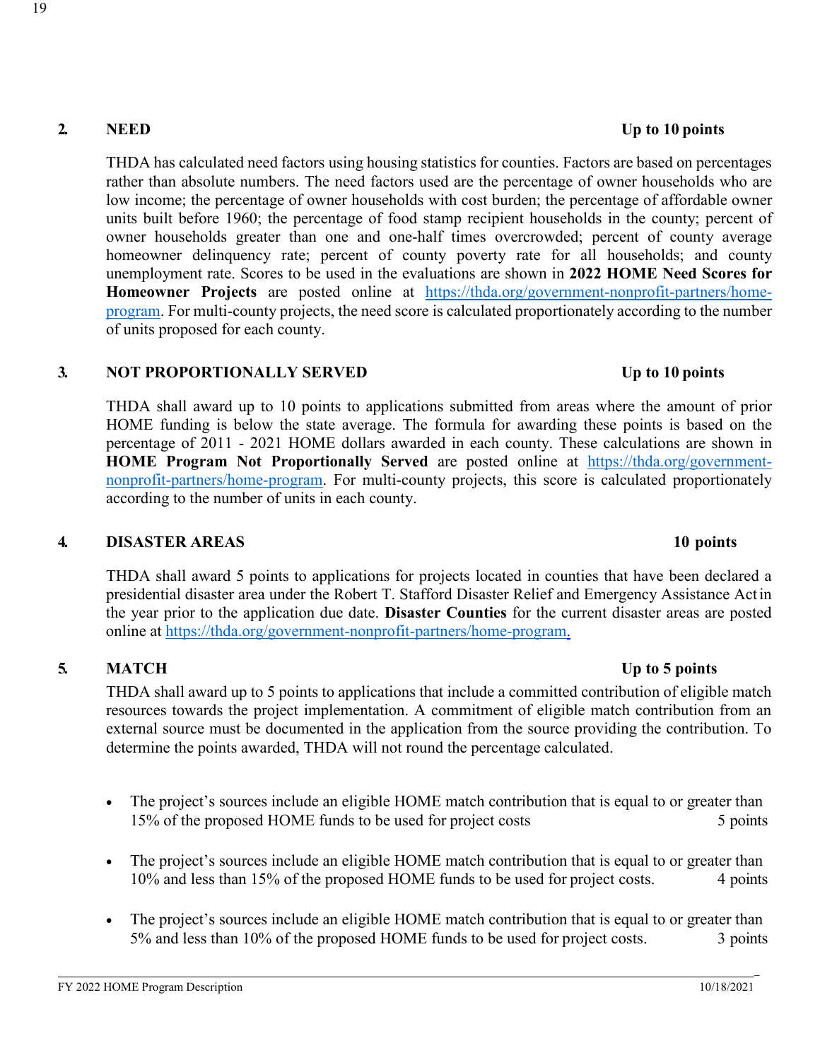## 2. NEED — Up to 10 points

THDA has calculated need factors using housing statistics for counties. Factors are based on percentages rather than absolute numbers. The need factors used are the percentage of owner households who are low income; the percentage of owner households with cost burden; the percentage of affordable owner units built before 1960; the percentage of food stamp recipient households in the county; percent of owner households greater than one and one-half times overcrowded; percent of county average homeowner delinquency rate; percent of county poverty rate for all households; and county unemployment rate. Scores to be used in the evaluations are shown in **2022 HOME Need Scores for Homeowner Projects** are posted online at [https://thda.org/government-nonprofit-partners/home-program](https://thda.org/government-nonprofit-partners/home-program). For multi-county projects, the need score is calculated proportionately according to the number of units proposed for each county.

## 3. NOT PROPORTIONALLY SERVED — Up to 10 points

THDA shall award up to 10 points to applications submitted from areas where the amount of prior HOME funding is below the state average. The formula for awarding these points is based on the percentage of 2011 - 2021 HOME dollars awarded in each county. These calculations are shown in **HOME Program Not Proportionally Served** are posted online at [https://thda.org/government-nonprofit-partners/home-program](https://thda.org/government-nonprofit-partners/home-program). For multi-county projects, this score is calculated proportionately according to the number of units in each county.

## 4. DISASTER AREAS — 10 points

THDA shall award 5 points to applications for projects located in counties that have been declared a presidential disaster area under the Robert T. Stafford Disaster Relief and Emergency Assistance Act in the year prior to the application due date. **Disaster Counties** for the current disaster areas are posted online at [https://thda.org/government-nonprofit-partners/home-program](https://thda.org/government-nonprofit-partners/home-program).

## 5. MATCH — Up to 5 points

THDA shall award up to 5 points to applications that include a committed contribution of eligible match resources towards the project implementation. A commitment of eligible match contribution from an external source must be documented in the application from the source providing the contribution. To determine the points awarded, THDA will not round the percentage calculated.

- The project's sources include an eligible HOME match contribution that is equal to or greater than 15% of the proposed HOME funds to be used for project costs — 5 points
- The project's sources include an eligible HOME match contribution that is equal to or greater than 10% and less than 15% of the proposed HOME funds to be used for project costs. — 4 points
- The project's sources include an eligible HOME match contribution that is equal to or greater than 5% and less than 10% of the proposed HOME funds to be used for project costs. — 3 points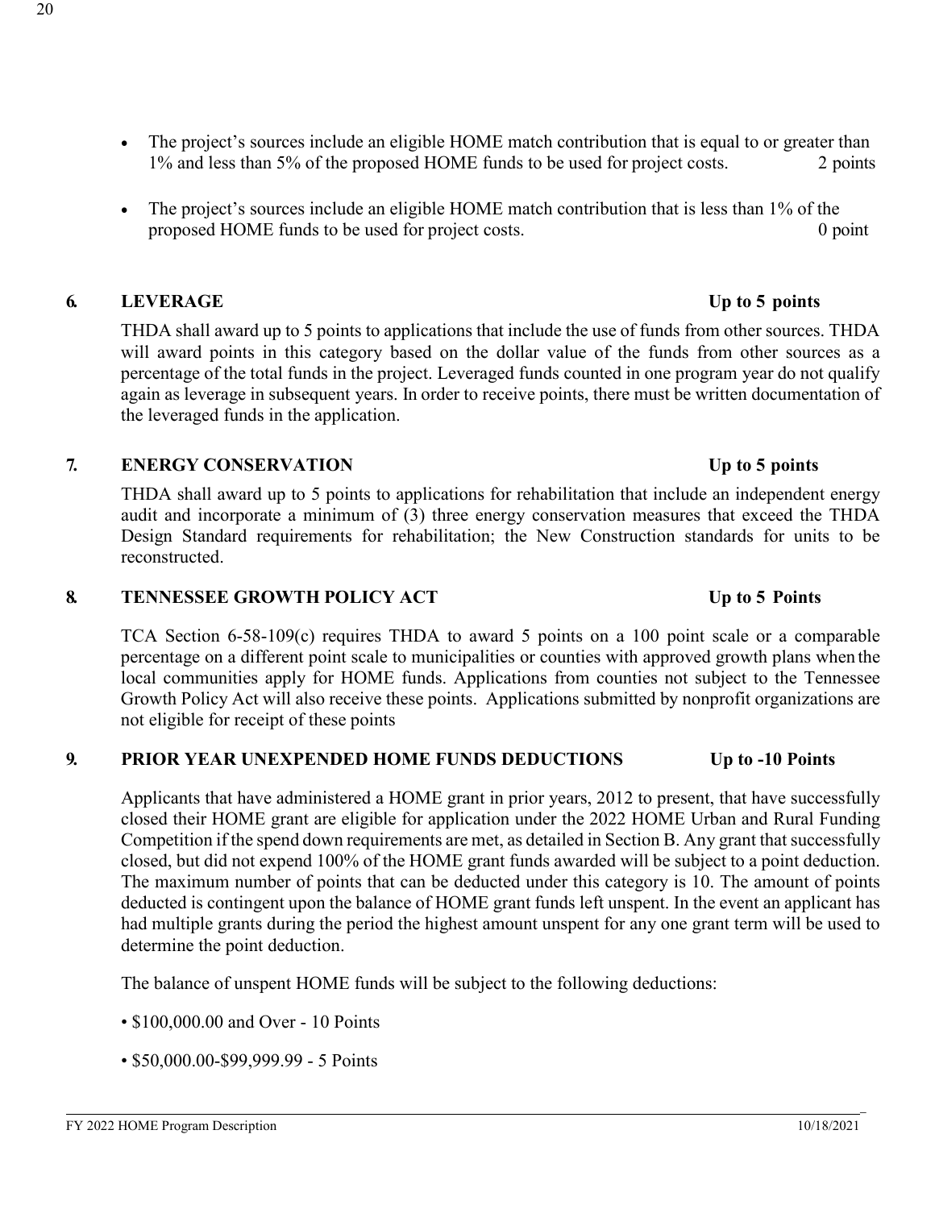- The project's sources include an eligible HOME match contribution that is equal to or greater than 1% and less than 5% of the proposed HOME funds to be used for project costs. 2 points

- The project's sources include an eligible HOME match contribution that is less than 1% of the proposed HOME funds to be used for project costs. 0 point

## 6. LEVERAGE Up to 5 points

THDA shall award up to 5 points to applications that include the use of funds from other sources. THDA will award points in this category based on the dollar value of the funds from other sources as a percentage of the total funds in the project. Leveraged funds counted in one program year do not qualify again as leverage in subsequent years. In order to receive points, there must be written documentation of the leveraged funds in the application.

## 7. ENERGY CONSERVATION Up to 5 points

THDA shall award up to 5 points to applications for rehabilitation that include an independent energy audit and incorporate a minimum of (3) three energy conservation measures that exceed the THDA Design Standard requirements for rehabilitation; the New Construction standards for units to be reconstructed.

## 8. TENNESSEE GROWTH POLICY ACT Up to 5 Points

TCA Section 6-58-109(c) requires THDA to award 5 points on a 100 point scale or a comparable percentage on a different point scale to municipalities or counties with approved growth plans when the local communities apply for HOME funds. Applications from counties not subject to the Tennessee Growth Policy Act will also receive these points. Applications submitted by nonprofit organizations are not eligible for receipt of these points

## 9. PRIOR YEAR UNEXPENDED HOME FUNDS DEDUCTIONS Up to -10 Points

Applicants that have administered a HOME grant in prior years, 2012 to present, that have successfully closed their HOME grant are eligible for application under the 2022 HOME Urban and Rural Funding Competition if the spend down requirements are met, as detailed in Section B. Any grant that successfully closed, but did not expend 100% of the HOME grant funds awarded will be subject to a point deduction. The maximum number of points that can be deducted under this category is 10. The amount of points deducted is contingent upon the balance of HOME grant funds left unspent. In the event an applicant has had multiple grants during the period the highest amount unspent for any one grant term will be used to determine the point deduction.

The balance of unspent HOME funds will be subject to the following deductions:

• $100,000.00 and Over - 10 Points

• $50,000.00-$99,999.99 - 5 Points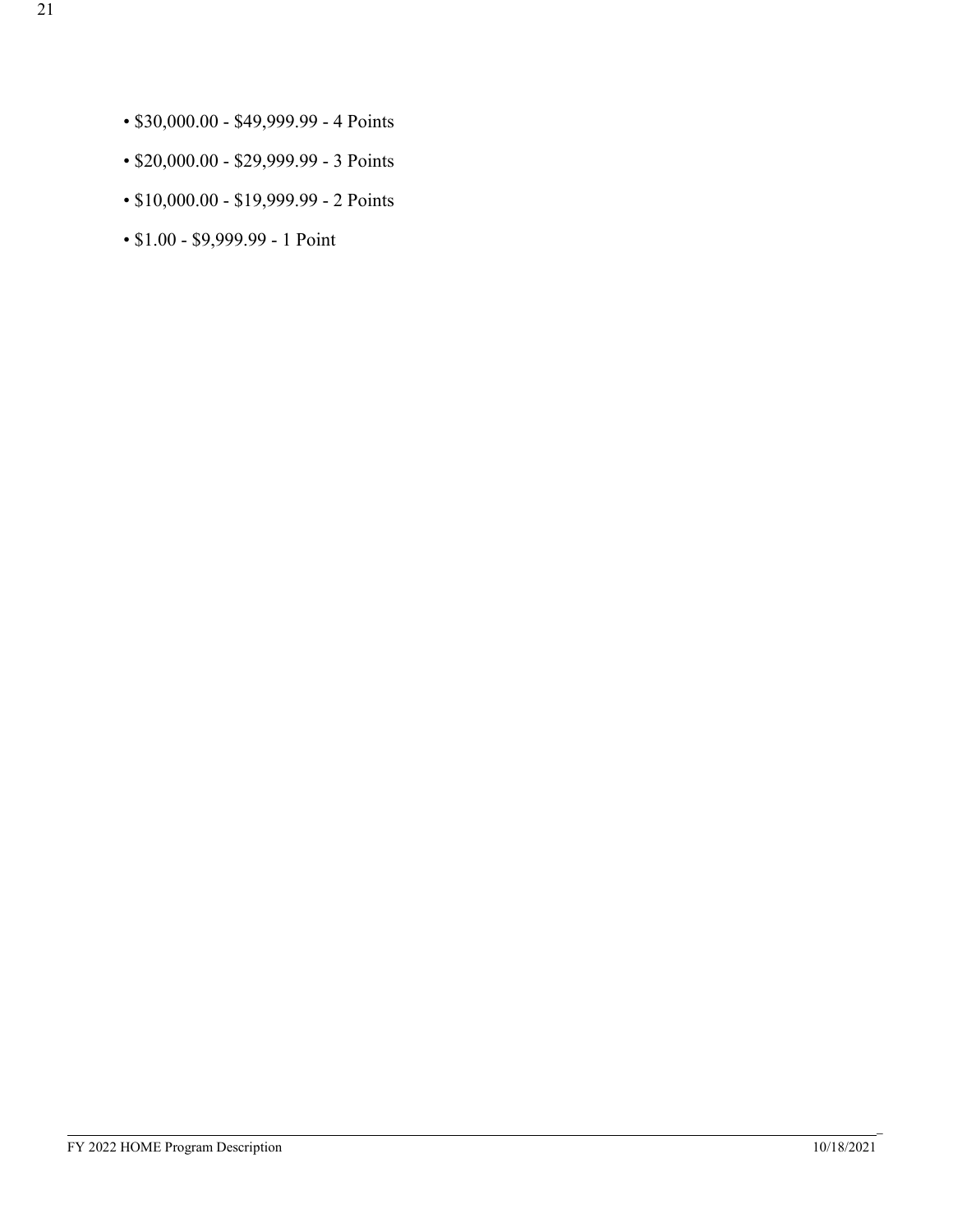- $30,000.00 - $49,999.99 - 4 Points
- $20,000.00 - $29,999.99 - 3 Points
- $10,000.00 - $19,999.99 - 2 Points
- $1.00 - $9,999.99 - 1 Point